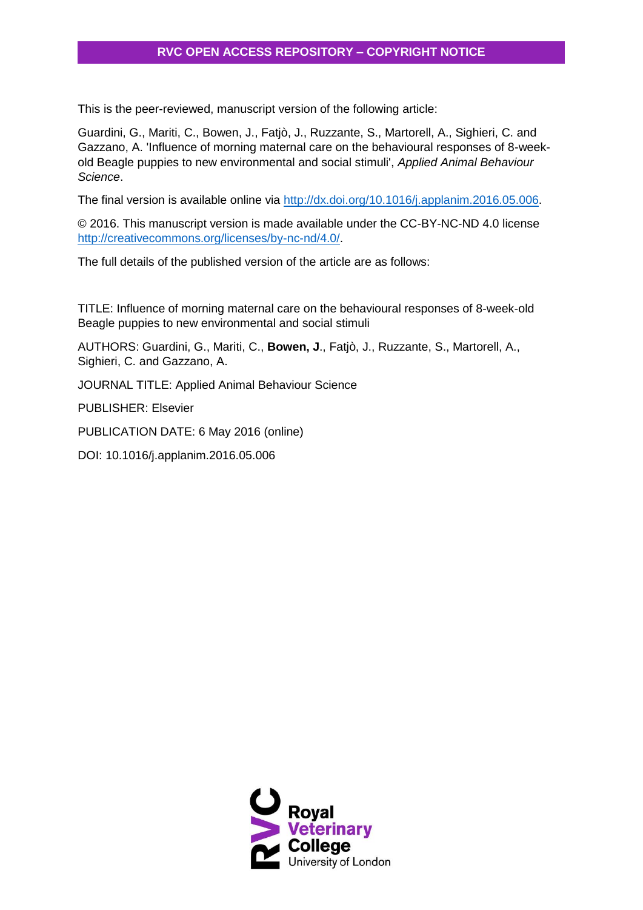**RVC OPEN ACCESS REPOSITORY – COPYRIGHT NOTICE**

This is the peer-reviewed, manuscript version of the following article:

Guardini, G., Mariti, C., Bowen, J., Fatjò, J., Ruzzante, S., Martorell, A., Sighieri, C. and Gazzano, A. 'Influence of morning maternal care on the behavioural responses of 8-week-old Beagle puppies to new environmental and social stimuli', *Applied Animal Behaviour Science*.

The final version is available online via http://dx.doi.org/10.1016/j.applanim.2016.05.006.

© 2016. This manuscript version is made available under the CC-BY-NC-ND 4.0 license http://creativecommons.org/licenses/by-nc-nd/4.0/.

The full details of the published version of the article are as follows:

TITLE: Influence of morning maternal care on the behavioural responses of 8-week-old Beagle puppies to new environmental and social stimuli

AUTHORS: Guardini, G., Mariti, C., **Bowen, J**., Fatjò, J., Ruzzante, S., Martorell, A., Sighieri, C. and Gazzano, A.

JOURNAL TITLE: Applied Animal Behaviour Science

PUBLISHER: Elsevier

PUBLICATION DATE: 6 May 2016 (online)

DOI: 10.1016/j.applanim.2016.05.006

RVC Royal Veterinary College University of London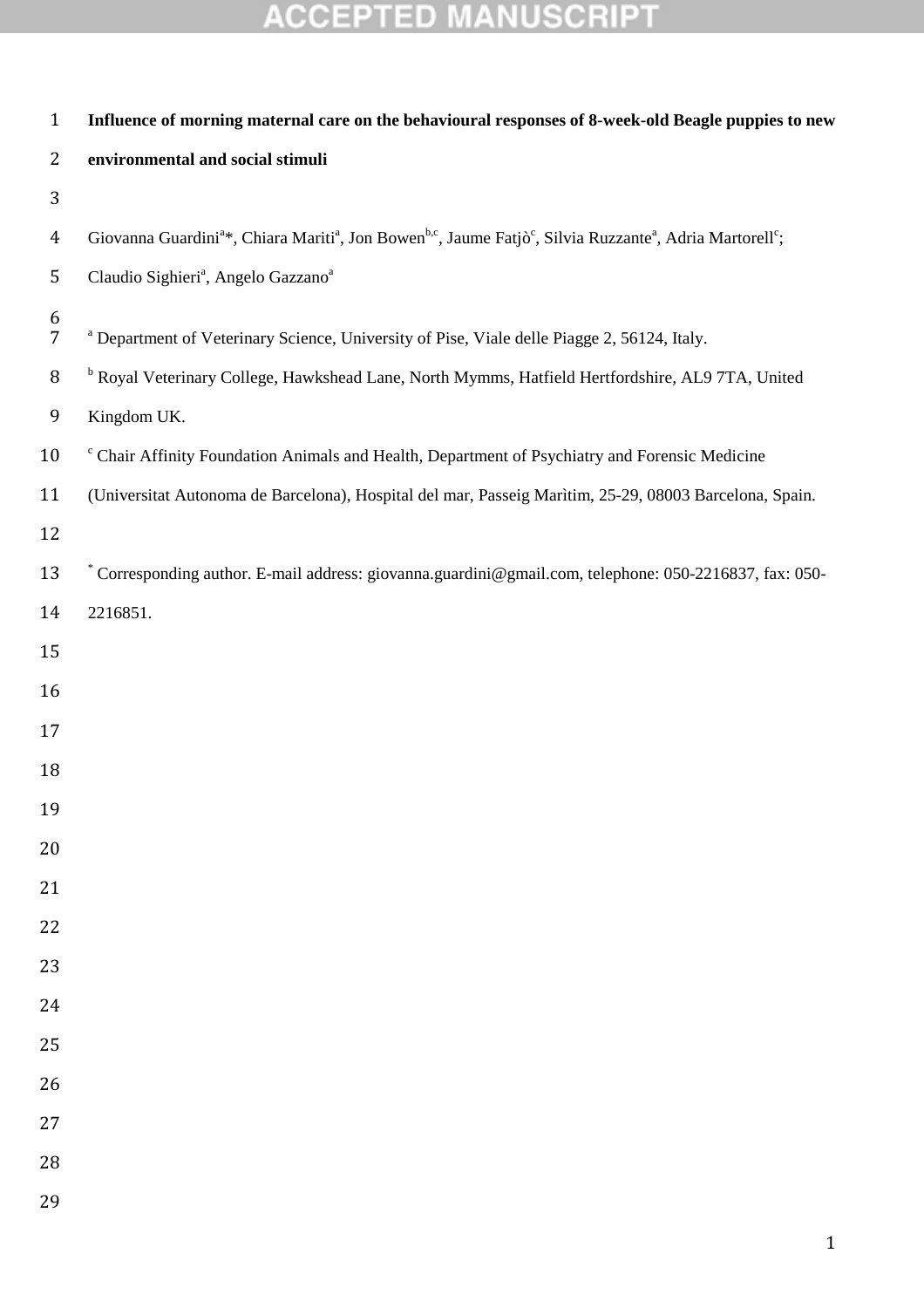**Influence of morning maternal care on the behavioural responses of 8-week-old Beagle puppies to new environmental and social stimuli**

Giovanna Guardini[a]*, Chiara Mariti[a], Jon Bowen[b,c], Jaume Fatjò[c], Silvia Ruzzante[a], Adria Martorell[c]; Claudio Sighieri[a], Angelo Gazzano[a]

[a] Department of Veterinary Science, University of Pise, Viale delle Piagge 2, 56124, Italy.

[b] Royal Veterinary College, Hawkshead Lane, North Mymms, Hatfield Hertfordshire, AL9 7TA, United Kingdom UK.

[c] Chair Affinity Foundation Animals and Health, Department of Psychiatry and Forensic Medicine (Universitat Autonoma de Barcelona), Hospital del mar, Passeig Marìtim, 25-29, 08003 Barcelona, Spain.

[*] Corresponding author. E-mail address: giovanna.guardini@gmail.com, telephone: 050-2216837, fax: 050-2216851.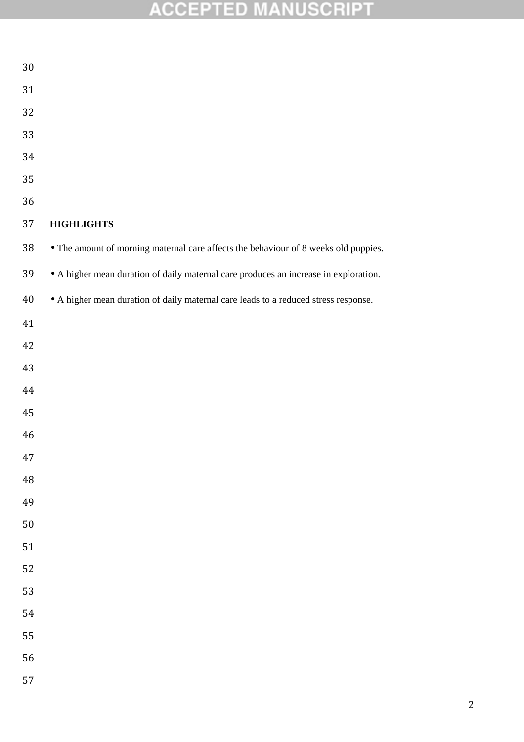## HIGHLIGHTS

- The amount of morning maternal care affects the behaviour of 8 weeks old puppies.
- A higher mean duration of daily maternal care produces an increase in exploration.
- A higher mean duration of daily maternal care leads to a reduced stress response.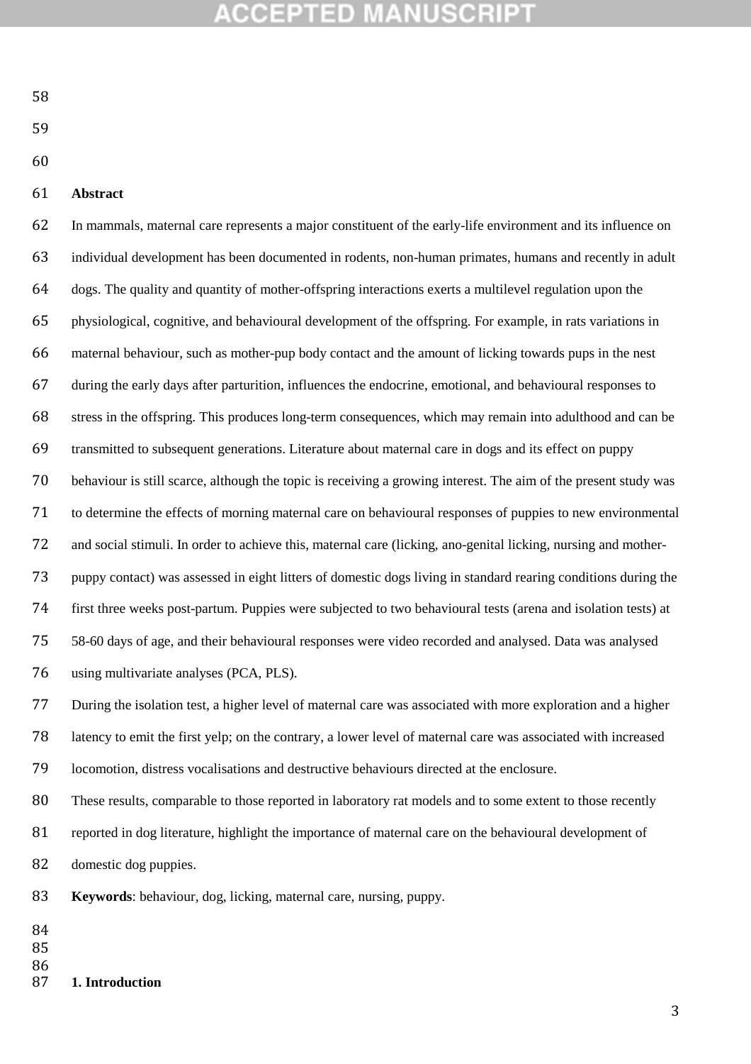**Abstract**

In mammals, maternal care represents a major constituent of the early-life environment and its influence on individual development has been documented in rodents, non-human primates, humans and recently in adult dogs. The quality and quantity of mother-offspring interactions exerts a multilevel regulation upon the physiological, cognitive, and behavioural development of the offspring. For example, in rats variations in maternal behaviour, such as mother-pup body contact and the amount of licking towards pups in the nest during the early days after parturition, influences the endocrine, emotional, and behavioural responses to stress in the offspring. This produces long-term consequences, which may remain into adulthood and can be transmitted to subsequent generations. Literature about maternal care in dogs and its effect on puppy behaviour is still scarce, although the topic is receiving a growing interest. The aim of the present study was to determine the effects of morning maternal care on behavioural responses of puppies to new environmental and social stimuli. In order to achieve this, maternal care (licking, ano-genital licking, nursing and mother-puppy contact) was assessed in eight litters of domestic dogs living in standard rearing conditions during the first three weeks post-partum. Puppies were subjected to two behavioural tests (arena and isolation tests) at 58-60 days of age, and their behavioural responses were video recorded and analysed. Data was analysed using multivariate analyses (PCA, PLS).

During the isolation test, a higher level of maternal care was associated with more exploration and a higher latency to emit the first yelp; on the contrary, a lower level of maternal care was associated with increased locomotion, distress vocalisations and destructive behaviours directed at the enclosure.

These results, comparable to those reported in laboratory rat models and to some extent to those recently reported in dog literature, highlight the importance of maternal care on the behavioural development of domestic dog puppies.

**Keywords**: behaviour, dog, licking, maternal care, nursing, puppy.

## 1. Introduction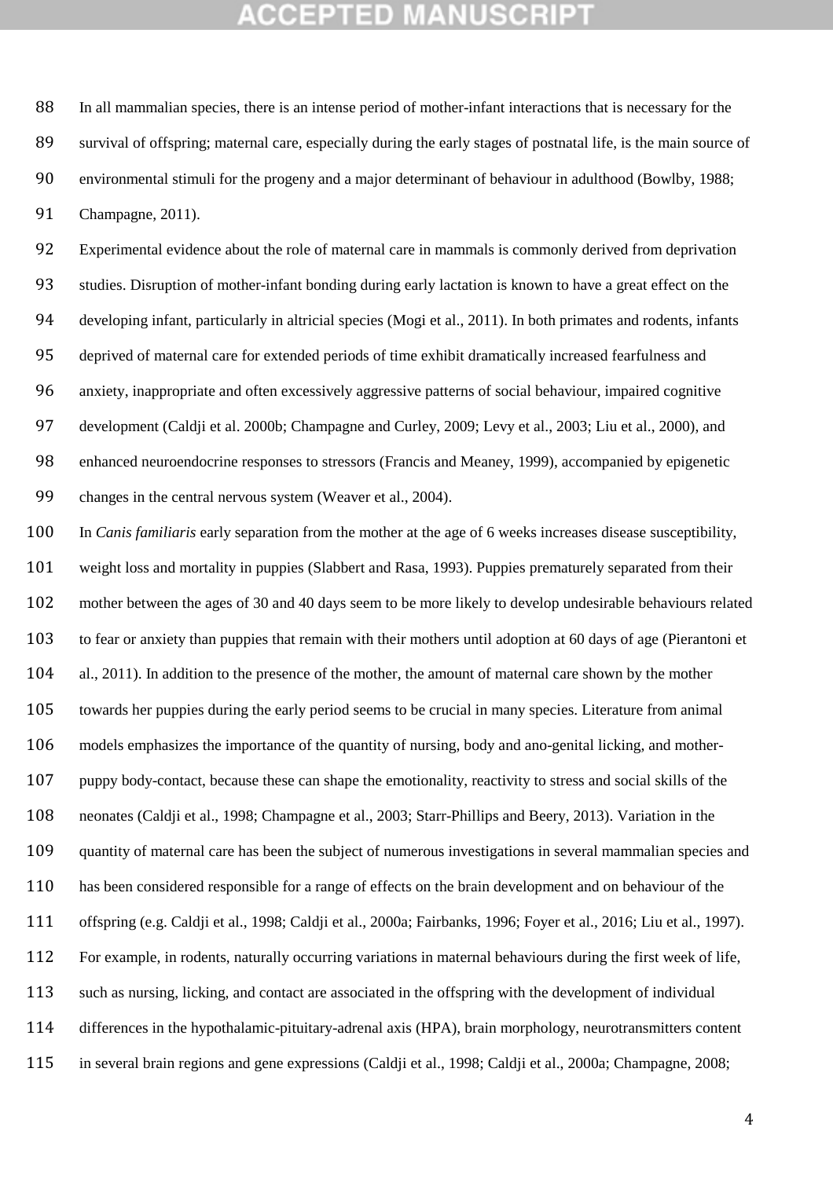In all mammalian species, there is an intense period of mother-infant interactions that is necessary for the survival of offspring; maternal care, especially during the early stages of postnatal life, is the main source of environmental stimuli for the progeny and a major determinant of behaviour in adulthood (Bowlby, 1988; Champagne, 2011).

Experimental evidence about the role of maternal care in mammals is commonly derived from deprivation studies. Disruption of mother-infant bonding during early lactation is known to have a great effect on the developing infant, particularly in altricial species (Mogi et al., 2011). In both primates and rodents, infants deprived of maternal care for extended periods of time exhibit dramatically increased fearfulness and anxiety, inappropriate and often excessively aggressive patterns of social behaviour, impaired cognitive development (Caldji et al. 2000b; Champagne and Curley, 2009; Levy et al., 2003; Liu et al., 2000), and enhanced neuroendocrine responses to stressors (Francis and Meaney, 1999), accompanied by epigenetic changes in the central nervous system (Weaver et al., 2004).

In *Canis familiaris* early separation from the mother at the age of 6 weeks increases disease susceptibility, weight loss and mortality in puppies (Slabbert and Rasa, 1993). Puppies prematurely separated from their mother between the ages of 30 and 40 days seem to be more likely to develop undesirable behaviours related to fear or anxiety than puppies that remain with their mothers until adoption at 60 days of age (Pierantoni et al., 2011). In addition to the presence of the mother, the amount of maternal care shown by the mother towards her puppies during the early period seems to be crucial in many species. Literature from animal models emphasizes the importance of the quantity of nursing, body and ano-genital licking, and mother-puppy body-contact, because these can shape the emotionality, reactivity to stress and social skills of the neonates (Caldji et al., 1998; Champagne et al., 2003; Starr-Phillips and Beery, 2013). Variation in the quantity of maternal care has been the subject of numerous investigations in several mammalian species and has been considered responsible for a range of effects on the brain development and on behaviour of the offspring (e.g. Caldji et al., 1998; Caldji et al., 2000a; Fairbanks, 1996; Foyer et al., 2016; Liu et al., 1997). For example, in rodents, naturally occurring variations in maternal behaviours during the first week of life, such as nursing, licking, and contact are associated in the offspring with the development of individual differences in the hypothalamic-pituitary-adrenal axis (HPA), brain morphology, neurotransmitters content in several brain regions and gene expressions (Caldji et al., 1998; Caldji et al., 2000a; Champagne, 2008;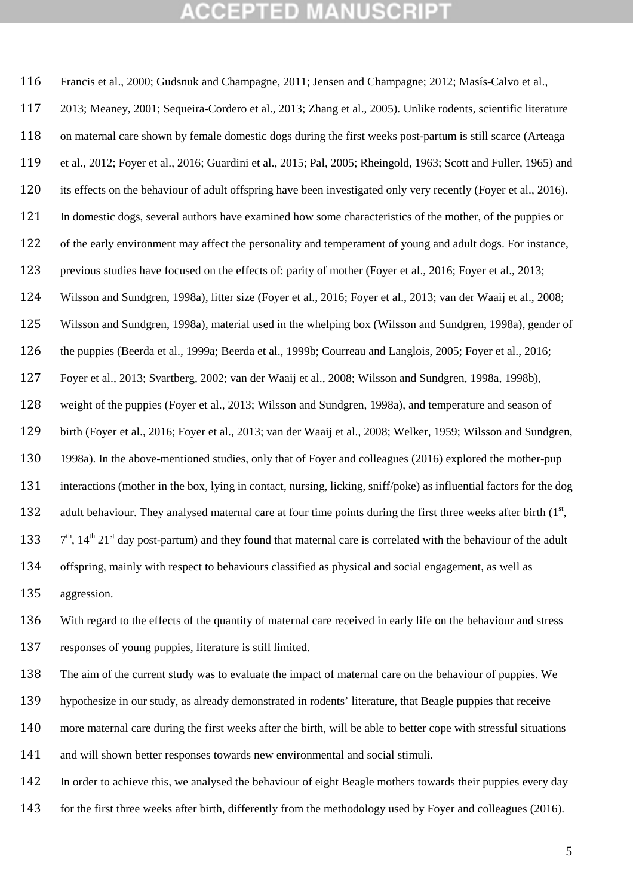Francis et al., 2000; Gudsnuk and Champagne, 2011; Jensen and Champagne; 2012; Masís-Calvo et al., 2013; Meaney, 2001; Sequeira-Cordero et al., 2013; Zhang et al., 2005). Unlike rodents, scientific literature on maternal care shown by female domestic dogs during the first weeks post-partum is still scarce (Arteaga et al., 2012; Foyer et al., 2016; Guardini et al., 2015; Pal, 2005; Rheingold, 1963; Scott and Fuller, 1965) and its effects on the behaviour of adult offspring have been investigated only very recently (Foyer et al., 2016). In domestic dogs, several authors have examined how some characteristics of the mother, of the puppies or of the early environment may affect the personality and temperament of young and adult dogs. For instance, previous studies have focused on the effects of: parity of mother (Foyer et al., 2016; Foyer et al., 2013; Wilsson and Sundgren, 1998a), litter size (Foyer et al., 2016; Foyer et al., 2013; van der Waaij et al., 2008; Wilsson and Sundgren, 1998a), material used in the whelping box (Wilsson and Sundgren, 1998a), gender of the puppies (Beerda et al., 1999a; Beerda et al., 1999b; Courreau and Langlois, 2005; Foyer et al., 2016; Foyer et al., 2013; Svartberg, 2002; van der Waaij et al., 2008; Wilsson and Sundgren, 1998a, 1998b), weight of the puppies (Foyer et al., 2013; Wilsson and Sundgren, 1998a), and temperature and season of birth (Foyer et al., 2016; Foyer et al., 2013; van der Waaij et al., 2008; Welker, 1959; Wilsson and Sundgren, 1998a). In the above-mentioned studies, only that of Foyer and colleagues (2016) explored the mother-pup interactions (mother in the box, lying in contact, nursing, licking, sniff/poke) as influential factors for the dog adult behaviour. They analysed maternal care at four time points during the first three weeks after birth (1st, 7th, 14th 21st day post-partum) and they found that maternal care is correlated with the behaviour of the adult offspring, mainly with respect to behaviours classified as physical and social engagement, as well as aggression.

With regard to the effects of the quantity of maternal care received in early life on the behaviour and stress responses of young puppies, literature is still limited.

The aim of the current study was to evaluate the impact of maternal care on the behaviour of puppies. We hypothesize in our study, as already demonstrated in rodents' literature, that Beagle puppies that receive more maternal care during the first weeks after the birth, will be able to better cope with stressful situations and will shown better responses towards new environmental and social stimuli.

In order to achieve this, we analysed the behaviour of eight Beagle mothers towards their puppies every day for the first three weeks after birth, differently from the methodology used by Foyer and colleagues (2016).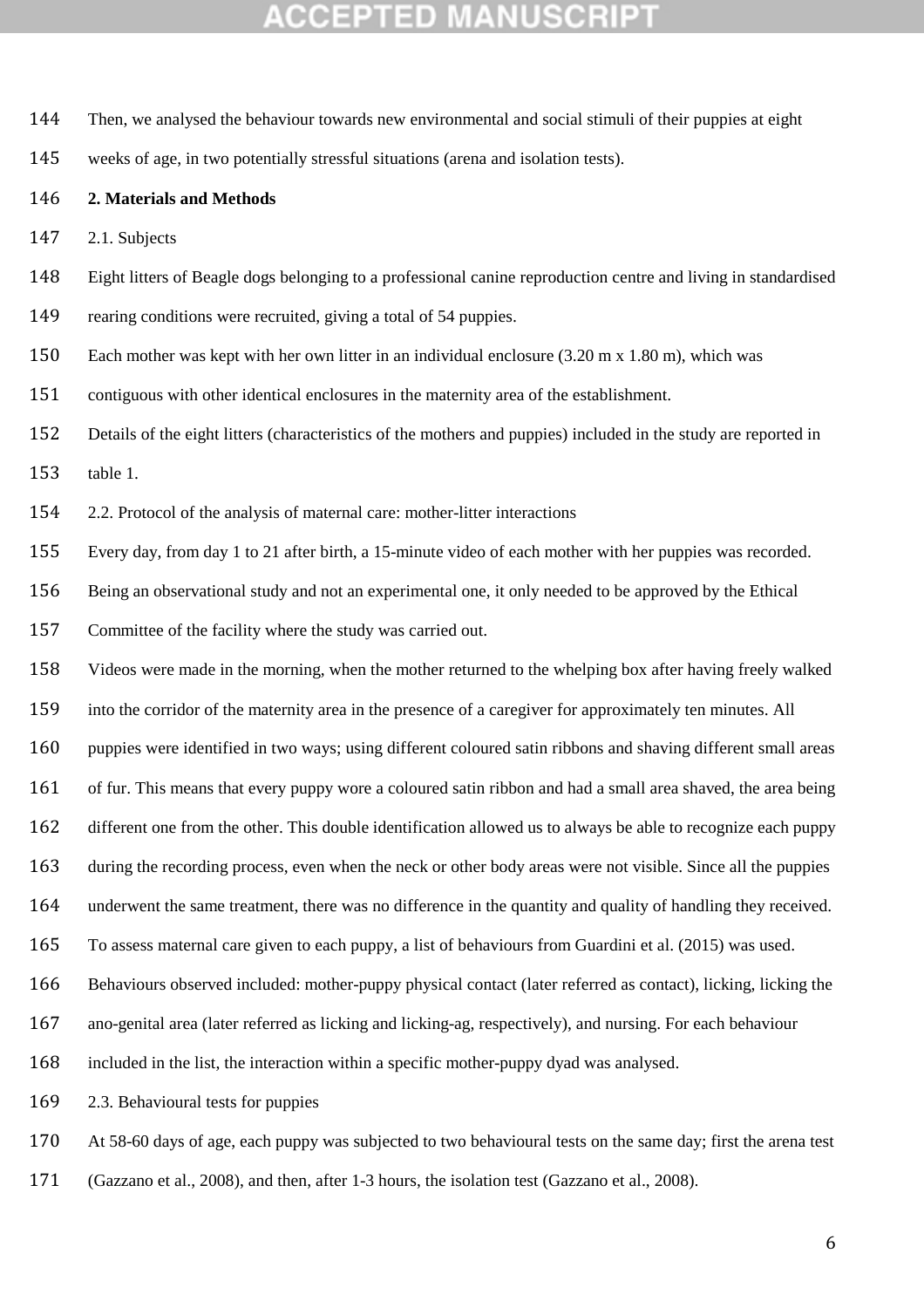Then, we analysed the behaviour towards new environmental and social stimuli of their puppies at eight weeks of age, in two potentially stressful situations (arena and isolation tests).

## 2. Materials and Methods

### 2.1. Subjects

Eight litters of Beagle dogs belonging to a professional canine reproduction centre and living in standardised rearing conditions were recruited, giving a total of 54 puppies.

Each mother was kept with her own litter in an individual enclosure (3.20 m x 1.80 m), which was contiguous with other identical enclosures in the maternity area of the establishment.

Details of the eight litters (characteristics of the mothers and puppies) included in the study are reported in table 1.

### 2.2. Protocol of the analysis of maternal care: mother-litter interactions

Every day, from day 1 to 21 after birth, a 15-minute video of each mother with her puppies was recorded. Being an observational study and not an experimental one, it only needed to be approved by the Ethical Committee of the facility where the study was carried out.

Videos were made in the morning, when the mother returned to the whelping box after having freely walked into the corridor of the maternity area in the presence of a caregiver for approximately ten minutes. All puppies were identified in two ways; using different coloured satin ribbons and shaving different small areas of fur. This means that every puppy wore a coloured satin ribbon and had a small area shaved, the area being different one from the other. This double identification allowed us to always be able to recognize each puppy during the recording process, even when the neck or other body areas were not visible. Since all the puppies underwent the same treatment, there was no difference in the quantity and quality of handling they received.

To assess maternal care given to each puppy, a list of behaviours from Guardini et al. (2015) was used. Behaviours observed included: mother-puppy physical contact (later referred as contact), licking, licking the ano-genital area (later referred as licking and licking-ag, respectively), and nursing. For each behaviour included in the list, the interaction within a specific mother-puppy dyad was analysed.

### 2.3. Behavioural tests for puppies

At 58-60 days of age, each puppy was subjected to two behavioural tests on the same day; first the arena test (Gazzano et al., 2008), and then, after 1-3 hours, the isolation test (Gazzano et al., 2008).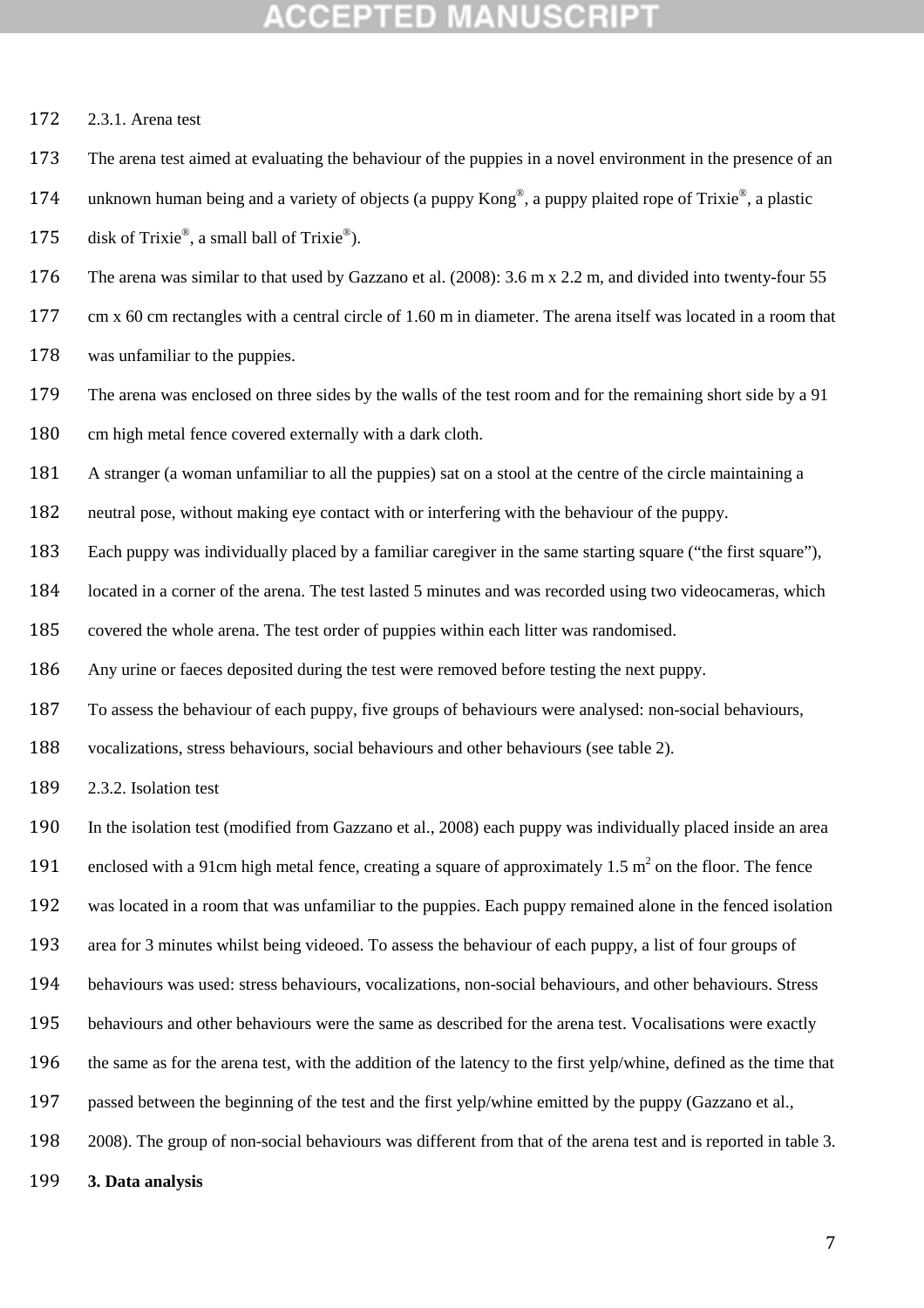### 2.3.1. Arena test

The arena test aimed at evaluating the behaviour of the puppies in a novel environment in the presence of an unknown human being and a variety of objects (a puppy Kong®, a puppy plaited rope of Trixie®, a plastic disk of Trixie®, a small ball of Trixie®).

The arena was similar to that used by Gazzano et al. (2008): 3.6 m x 2.2 m, and divided into twenty-four 55 cm x 60 cm rectangles with a central circle of 1.60 m in diameter. The arena itself was located in a room that was unfamiliar to the puppies.

The arena was enclosed on three sides by the walls of the test room and for the remaining short side by a 91 cm high metal fence covered externally with a dark cloth.

A stranger (a woman unfamiliar to all the puppies) sat on a stool at the centre of the circle maintaining a neutral pose, without making eye contact with or interfering with the behaviour of the puppy.

Each puppy was individually placed by a familiar caregiver in the same starting square ("the first square"), located in a corner of the arena. The test lasted 5 minutes and was recorded using two videocameras, which covered the whole arena. The test order of puppies within each litter was randomised.

Any urine or faeces deposited during the test were removed before testing the next puppy.

To assess the behaviour of each puppy, five groups of behaviours were analysed: non-social behaviours, vocalizations, stress behaviours, social behaviours and other behaviours (see table 2).

### 2.3.2. Isolation test

In the isolation test (modified from Gazzano et al., 2008) each puppy was individually placed inside an area enclosed with a 91cm high metal fence, creating a square of approximately 1.5 $m^2$ on the floor. The fence was located in a room that was unfamiliar to the puppies. Each puppy remained alone in the fenced isolation area for 3 minutes whilst being videoed. To assess the behaviour of each puppy, a list of four groups of behaviours was used: stress behaviours, vocalizations, non-social behaviours, and other behaviours. Stress behaviours and other behaviours were the same as described for the arena test. Vocalisations were exactly the same as for the arena test, with the addition of the latency to the first yelp/whine, defined as the time that passed between the beginning of the test and the first yelp/whine emitted by the puppy (Gazzano et al., 2008). The group of non-social behaviours was different from that of the arena test and is reported in table 3.

## 3. Data analysis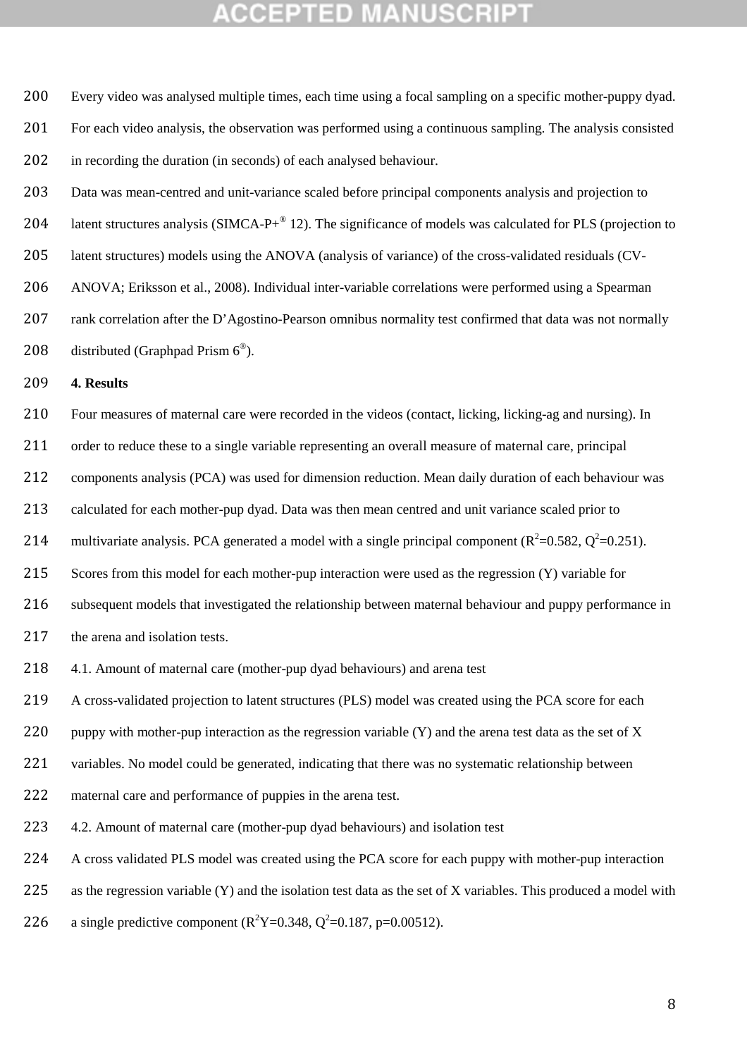Every video was analysed multiple times, each time using a focal sampling on a specific mother-puppy dyad. For each video analysis, the observation was performed using a continuous sampling. The analysis consisted in recording the duration (in seconds) of each analysed behaviour.

Data was mean-centred and unit-variance scaled before principal components analysis and projection to latent structures analysis (SIMCA-P+® 12). The significance of models was calculated for PLS (projection to latent structures) models using the ANOVA (analysis of variance) of the cross-validated residuals (CV-ANOVA; Eriksson et al., 2008). Individual inter-variable correlations were performed using a Spearman rank correlation after the D'Agostino-Pearson omnibus normality test confirmed that data was not normally distributed (Graphpad Prism 6®).

## 4. Results

Four measures of maternal care were recorded in the videos (contact, licking, licking-ag and nursing). In order to reduce these to a single variable representing an overall measure of maternal care, principal components analysis (PCA) was used for dimension reduction. Mean daily duration of each behaviour was calculated for each mother-pup dyad. Data was then mean centred and unit variance scaled prior to multivariate analysis. PCA generated a model with a single principal component ($R^2$=0.582, $Q^2$=0.251). Scores from this model for each mother-pup interaction were used as the regression (Y) variable for subsequent models that investigated the relationship between maternal behaviour and puppy performance in the arena and isolation tests.

### 4.1. Amount of maternal care (mother-pup dyad behaviours) and arena test

A cross-validated projection to latent structures (PLS) model was created using the PCA score for each puppy with mother-pup interaction as the regression variable (Y) and the arena test data as the set of X variables. No model could be generated, indicating that there was no systematic relationship between maternal care and performance of puppies in the arena test.

### 4.2. Amount of maternal care (mother-pup dyad behaviours) and isolation test

A cross validated PLS model was created using the PCA score for each puppy with mother-pup interaction as the regression variable (Y) and the isolation test data as the set of X variables. This produced a model with a single predictive component ($R^2Y$=0.348, $Q^2$=0.187, p=0.00512).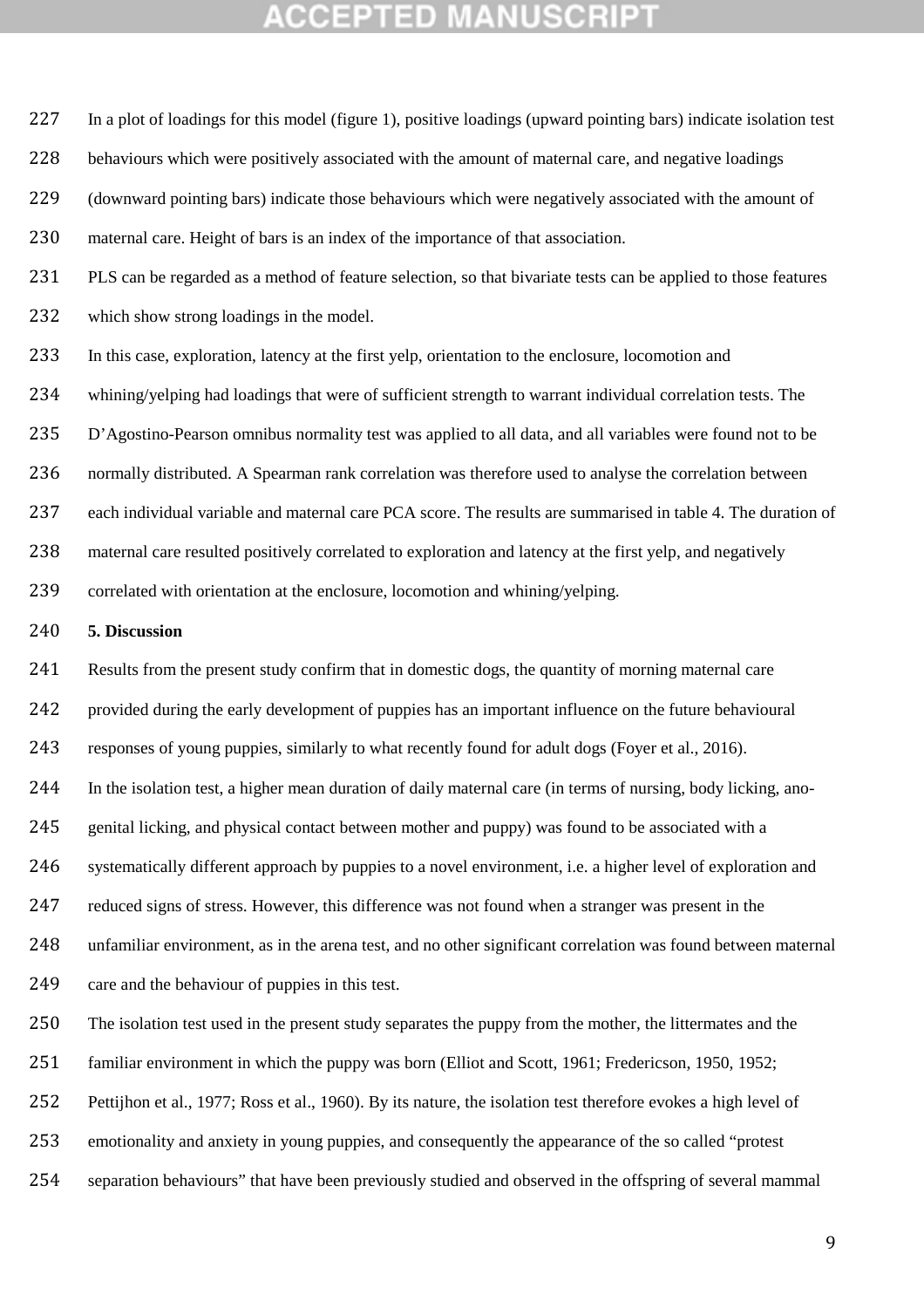In a plot of loadings for this model (figure 1), positive loadings (upward pointing bars) indicate isolation test behaviours which were positively associated with the amount of maternal care, and negative loadings (downward pointing bars) indicate those behaviours which were negatively associated with the amount of maternal care. Height of bars is an index of the importance of that association.

PLS can be regarded as a method of feature selection, so that bivariate tests can be applied to those features which show strong loadings in the model.

In this case, exploration, latency at the first yelp, orientation to the enclosure, locomotion and whining/yelping had loadings that were of sufficient strength to warrant individual correlation tests. The D'Agostino-Pearson omnibus normality test was applied to all data, and all variables were found not to be normally distributed. A Spearman rank correlation was therefore used to analyse the correlation between each individual variable and maternal care PCA score. The results are summarised in table 4. The duration of maternal care resulted positively correlated to exploration and latency at the first yelp, and negatively correlated with orientation at the enclosure, locomotion and whining/yelping.

## 5. Discussion

Results from the present study confirm that in domestic dogs, the quantity of morning maternal care provided during the early development of puppies has an important influence on the future behavioural responses of young puppies, similarly to what recently found for adult dogs (Foyer et al., 2016).

In the isolation test, a higher mean duration of daily maternal care (in terms of nursing, body licking, ano-genital licking, and physical contact between mother and puppy) was found to be associated with a systematically different approach by puppies to a novel environment, i.e. a higher level of exploration and reduced signs of stress. However, this difference was not found when a stranger was present in the unfamiliar environment, as in the arena test, and no other significant correlation was found between maternal care and the behaviour of puppies in this test.

The isolation test used in the present study separates the puppy from the mother, the littermates and the familiar environment in which the puppy was born (Elliot and Scott, 1961; Fredericson, 1950, 1952; Pettijhon et al., 1977; Ross et al., 1960). By its nature, the isolation test therefore evokes a high level of emotionality and anxiety in young puppies, and consequently the appearance of the so called "protest separation behaviours" that have been previously studied and observed in the offspring of several mammal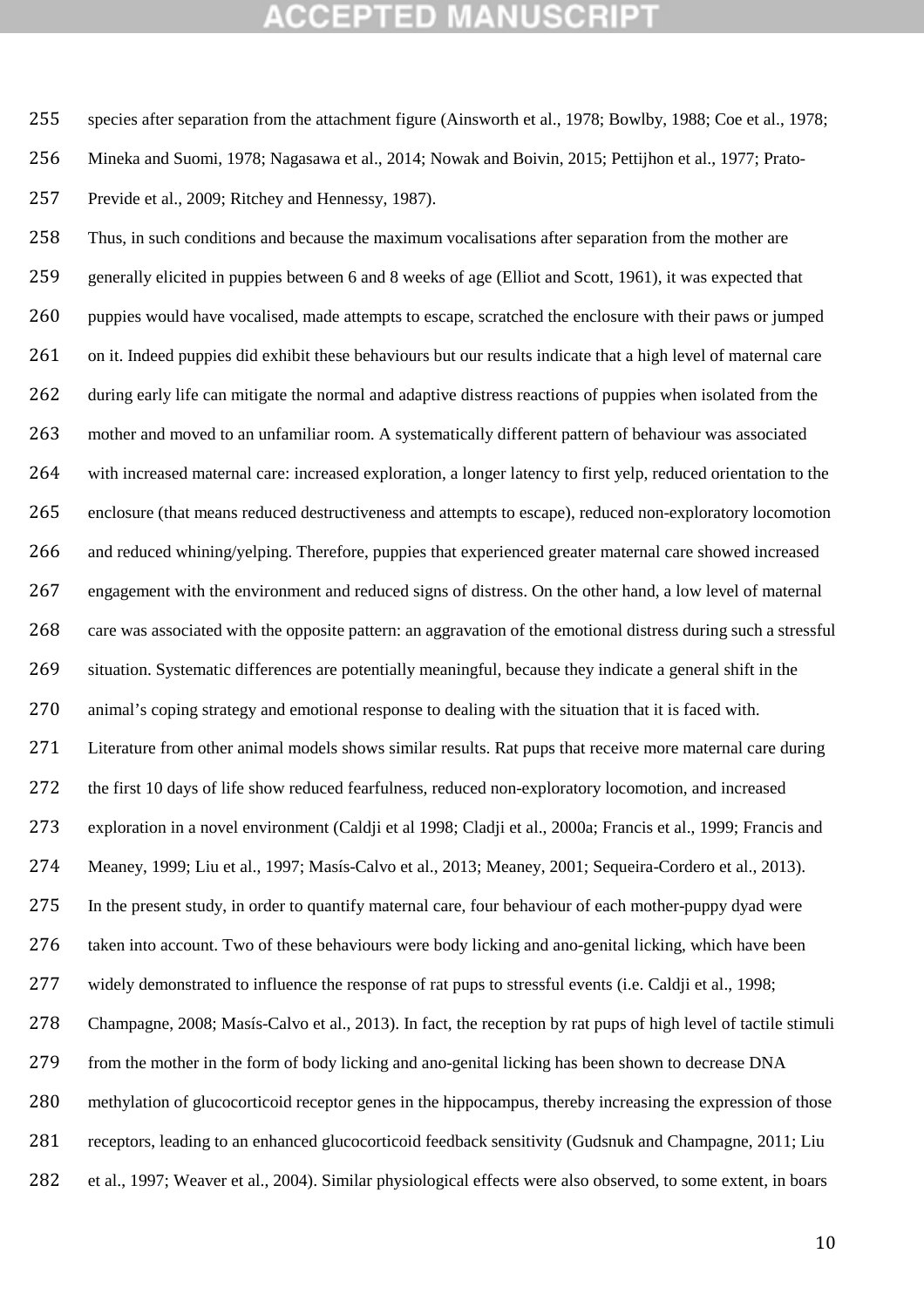species after separation from the attachment figure (Ainsworth et al., 1978; Bowlby, 1988; Coe et al., 1978; Mineka and Suomi, 1978; Nagasawa et al., 2014; Nowak and Boivin, 2015; Pettijhon et al., 1977; Prato-Previde et al., 2009; Ritchey and Hennessy, 1987).

Thus, in such conditions and because the maximum vocalisations after separation from the mother are generally elicited in puppies between 6 and 8 weeks of age (Elliot and Scott, 1961), it was expected that puppies would have vocalised, made attempts to escape, scratched the enclosure with their paws or jumped on it. Indeed puppies did exhibit these behaviours but our results indicate that a high level of maternal care during early life can mitigate the normal and adaptive distress reactions of puppies when isolated from the mother and moved to an unfamiliar room. A systematically different pattern of behaviour was associated with increased maternal care: increased exploration, a longer latency to first yelp, reduced orientation to the enclosure (that means reduced destructiveness and attempts to escape), reduced non-exploratory locomotion and reduced whining/yelping. Therefore, puppies that experienced greater maternal care showed increased engagement with the environment and reduced signs of distress. On the other hand, a low level of maternal care was associated with the opposite pattern: an aggravation of the emotional distress during such a stressful situation. Systematic differences are potentially meaningful, because they indicate a general shift in the animal's coping strategy and emotional response to dealing with the situation that it is faced with.

Literature from other animal models shows similar results. Rat pups that receive more maternal care during the first 10 days of life show reduced fearfulness, reduced non-exploratory locomotion, and increased exploration in a novel environment (Caldji et al 1998; Cladji et al., 2000a; Francis et al., 1999; Francis and Meaney, 1999; Liu et al., 1997; Masís-Calvo et al., 2013; Meaney, 2001; Sequeira-Cordero et al., 2013).

In the present study, in order to quantify maternal care, four behaviour of each mother-puppy dyad were taken into account. Two of these behaviours were body licking and ano-genital licking, which have been widely demonstrated to influence the response of rat pups to stressful events (i.e. Caldji et al., 1998; Champagne, 2008; Masís-Calvo et al., 2013). In fact, the reception by rat pups of high level of tactile stimuli from the mother in the form of body licking and ano-genital licking has been shown to decrease DNA methylation of glucocorticoid receptor genes in the hippocampus, thereby increasing the expression of those receptors, leading to an enhanced glucocorticoid feedback sensitivity (Gudsnuk and Champagne, 2011; Liu et al., 1997; Weaver et al., 2004). Similar physiological effects were also observed, to some extent, in boars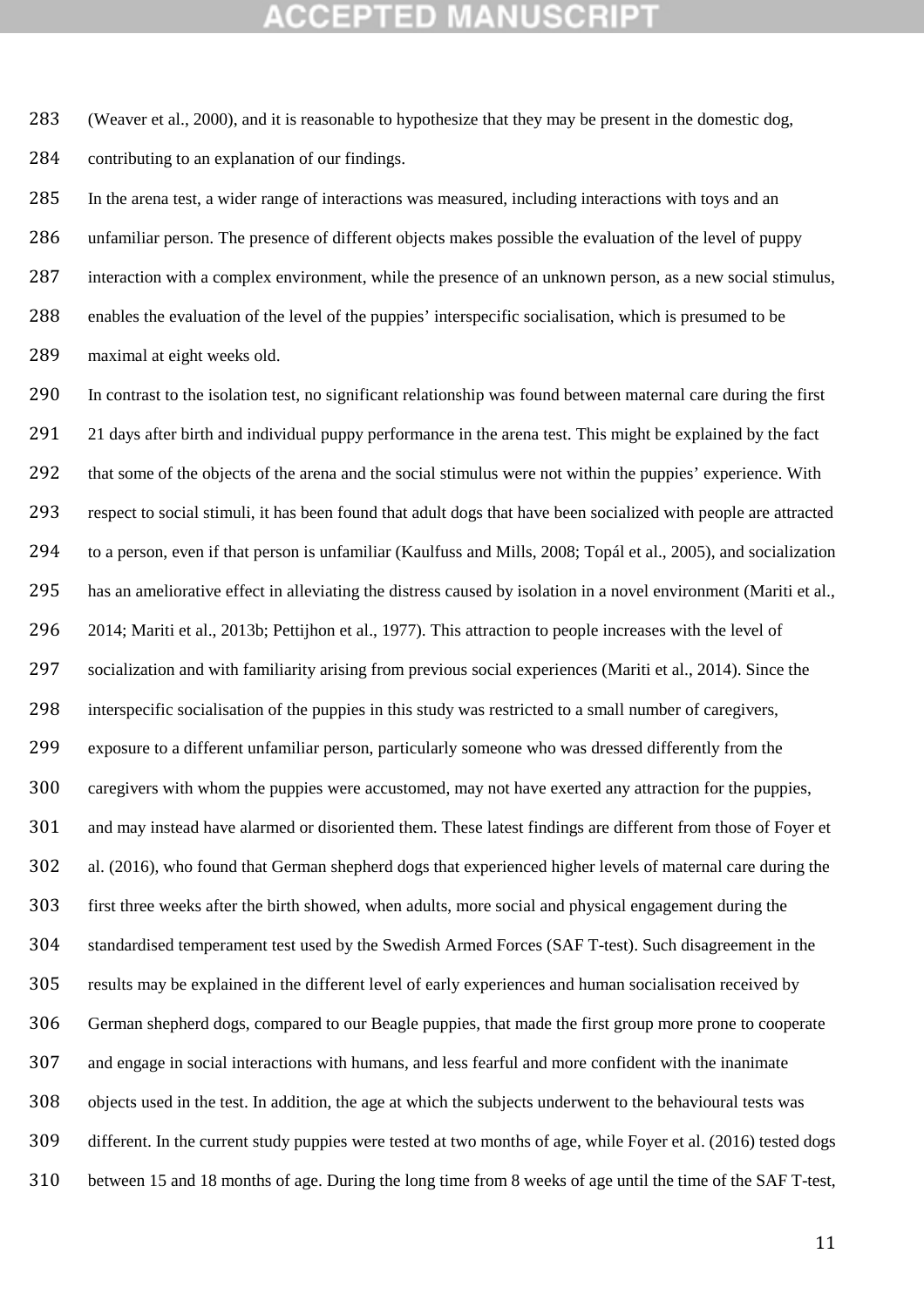(Weaver et al., 2000), and it is reasonable to hypothesize that they may be present in the domestic dog, contributing to an explanation of our findings.

In the arena test, a wider range of interactions was measured, including interactions with toys and an unfamiliar person. The presence of different objects makes possible the evaluation of the level of puppy interaction with a complex environment, while the presence of an unknown person, as a new social stimulus, enables the evaluation of the level of the puppies' interspecific socialisation, which is presumed to be maximal at eight weeks old.

In contrast to the isolation test, no significant relationship was found between maternal care during the first 21 days after birth and individual puppy performance in the arena test. This might be explained by the fact that some of the objects of the arena and the social stimulus were not within the puppies' experience. With respect to social stimuli, it has been found that adult dogs that have been socialized with people are attracted to a person, even if that person is unfamiliar (Kaulfuss and Mills, 2008; Topál et al., 2005), and socialization has an ameliorative effect in alleviating the distress caused by isolation in a novel environment (Mariti et al., 2014; Mariti et al., 2013b; Pettijhon et al., 1977). This attraction to people increases with the level of socialization and with familiarity arising from previous social experiences (Mariti et al., 2014). Since the interspecific socialisation of the puppies in this study was restricted to a small number of caregivers, exposure to a different unfamiliar person, particularly someone who was dressed differently from the caregivers with whom the puppies were accustomed, may not have exerted any attraction for the puppies, and may instead have alarmed or disoriented them. These latest findings are different from those of Foyer et al. (2016), who found that German shepherd dogs that experienced higher levels of maternal care during the first three weeks after the birth showed, when adults, more social and physical engagement during the standardised temperament test used by the Swedish Armed Forces (SAF T-test). Such disagreement in the results may be explained in the different level of early experiences and human socialisation received by German shepherd dogs, compared to our Beagle puppies, that made the first group more prone to cooperate and engage in social interactions with humans, and less fearful and more confident with the inanimate objects used in the test. In addition, the age at which the subjects underwent to the behavioural tests was different. In the current study puppies were tested at two months of age, while Foyer et al. (2016) tested dogs between 15 and 18 months of age. During the long time from 8 weeks of age until the time of the SAF T-test,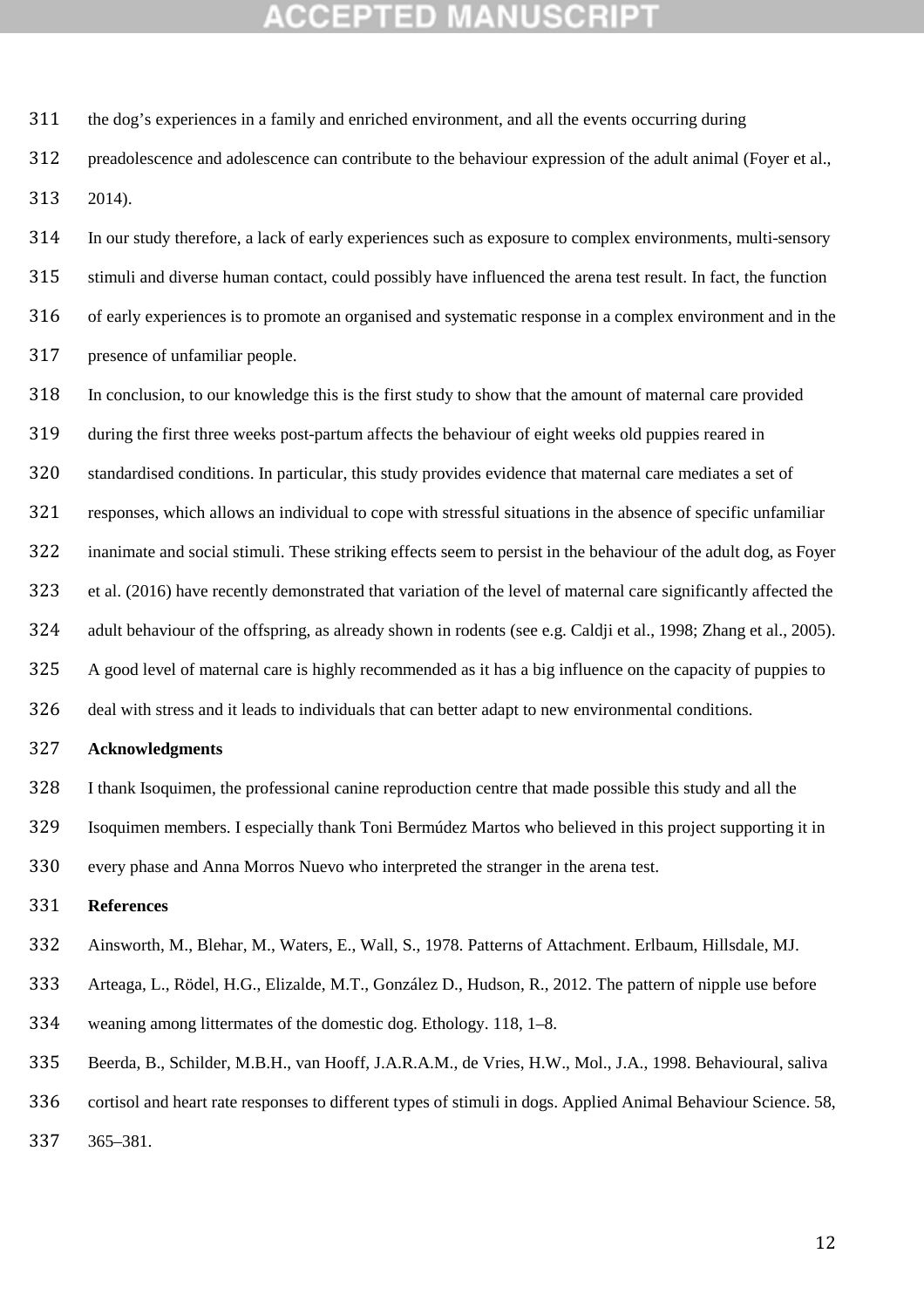the dog's experiences in a family and enriched environment, and all the events occurring during preadolescence and adolescence can contribute to the behaviour expression of the adult animal (Foyer et al., 2014).

In our study therefore, a lack of early experiences such as exposure to complex environments, multi-sensory stimuli and diverse human contact, could possibly have influenced the arena test result. In fact, the function of early experiences is to promote an organised and systematic response in a complex environment and in the presence of unfamiliar people.

In conclusion, to our knowledge this is the first study to show that the amount of maternal care provided during the first three weeks post-partum affects the behaviour of eight weeks old puppies reared in standardised conditions. In particular, this study provides evidence that maternal care mediates a set of responses, which allows an individual to cope with stressful situations in the absence of specific unfamiliar inanimate and social stimuli. These striking effects seem to persist in the behaviour of the adult dog, as Foyer et al. (2016) have recently demonstrated that variation of the level of maternal care significantly affected the adult behaviour of the offspring, as already shown in rodents (see e.g. Caldji et al., 1998; Zhang et al., 2005). A good level of maternal care is highly recommended as it has a big influence on the capacity of puppies to deal with stress and it leads to individuals that can better adapt to new environmental conditions.

**Acknowledgments**

I thank Isoquimen, the professional canine reproduction centre that made possible this study and all the Isoquimen members. I especially thank Toni Bermúdez Martos who believed in this project supporting it in every phase and Anna Morros Nuevo who interpreted the stranger in the arena test.

**References**

Ainsworth, M., Blehar, M., Waters, E., Wall, S., 1978. Patterns of Attachment. Erlbaum, Hillsdale, MJ.

Arteaga, L., Rödel, H.G., Elizalde, M.T., González D., Hudson, R., 2012. The pattern of nipple use before weaning among littermates of the domestic dog. Ethology. 118, 1–8.

Beerda, B., Schilder, M.B.H., van Hooff, J.A.R.A.M., de Vries, H.W., Mol., J.A., 1998. Behavioural, saliva cortisol and heart rate responses to different types of stimuli in dogs. Applied Animal Behaviour Science. 58, 365–381.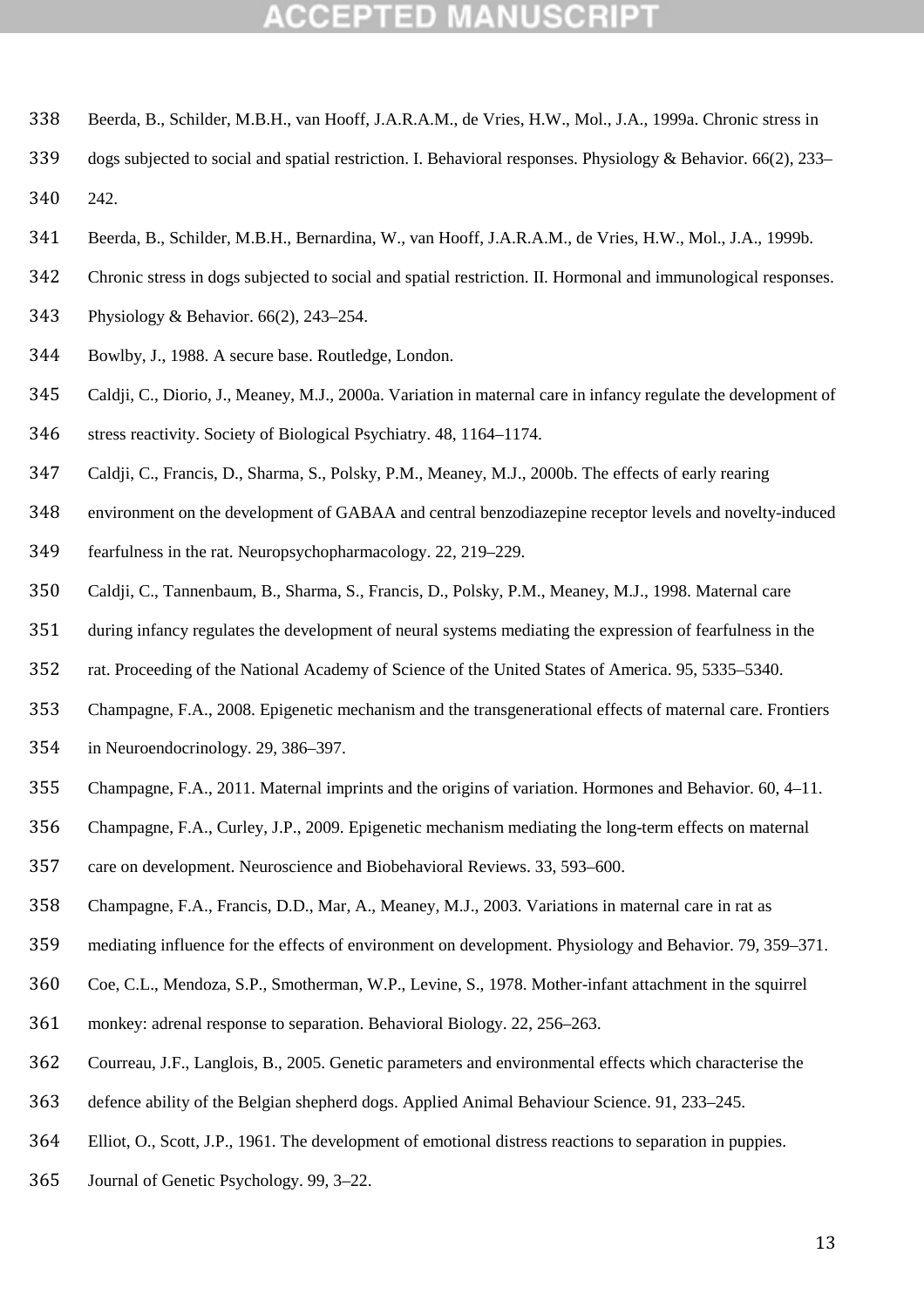Beerda, B., Schilder, M.B.H., van Hooff, J.A.R.A.M., de Vries, H.W., Mol., J.A., 1999a. Chronic stress in dogs subjected to social and spatial restriction. I. Behavioral responses. Physiology & Behavior. 66(2), 233–242.

Beerda, B., Schilder, M.B.H., Bernardina, W., van Hooff, J.A.R.A.M., de Vries, H.W., Mol., J.A., 1999b. Chronic stress in dogs subjected to social and spatial restriction. II. Hormonal and immunological responses. Physiology & Behavior. 66(2), 243–254.

Bowlby, J., 1988. A secure base. Routledge, London.

Caldji, C., Diorio, J., Meaney, M.J., 2000a. Variation in maternal care in infancy regulate the development of stress reactivity. Society of Biological Psychiatry. 48, 1164–1174.

Caldji, C., Francis, D., Sharma, S., Polsky, P.M., Meaney, M.J., 2000b. The effects of early rearing environment on the development of GABAA and central benzodiazepine receptor levels and novelty-induced fearfulness in the rat. Neuropsychopharmacology. 22, 219–229.

Caldji, C., Tannenbaum, B., Sharma, S., Francis, D., Polsky, P.M., Meaney, M.J., 1998. Maternal care during infancy regulates the development of neural systems mediating the expression of fearfulness in the rat. Proceeding of the National Academy of Science of the United States of America. 95, 5335–5340.

Champagne, F.A., 2008. Epigenetic mechanism and the transgenerational effects of maternal care. Frontiers in Neuroendocrinology. 29, 386–397.

Champagne, F.A., 2011. Maternal imprints and the origins of variation. Hormones and Behavior. 60, 4–11.

Champagne, F.A., Curley, J.P., 2009. Epigenetic mechanism mediating the long-term effects on maternal care on development. Neuroscience and Biobehavioral Reviews. 33, 593–600.

Champagne, F.A., Francis, D.D., Mar, A., Meaney, M.J., 2003. Variations in maternal care in rat as mediating influence for the effects of environment on development. Physiology and Behavior. 79, 359–371.

Coe, C.L., Mendoza, S.P., Smotherman, W.P., Levine, S., 1978. Mother-infant attachment in the squirrel monkey: adrenal response to separation. Behavioral Biology. 22, 256–263.

Courreau, J.F., Langlois, B., 2005. Genetic parameters and environmental effects which characterise the defence ability of the Belgian shepherd dogs. Applied Animal Behaviour Science. 91, 233–245.

Elliot, O., Scott, J.P., 1961. The development of emotional distress reactions to separation in puppies. Journal of Genetic Psychology. 99, 3–22.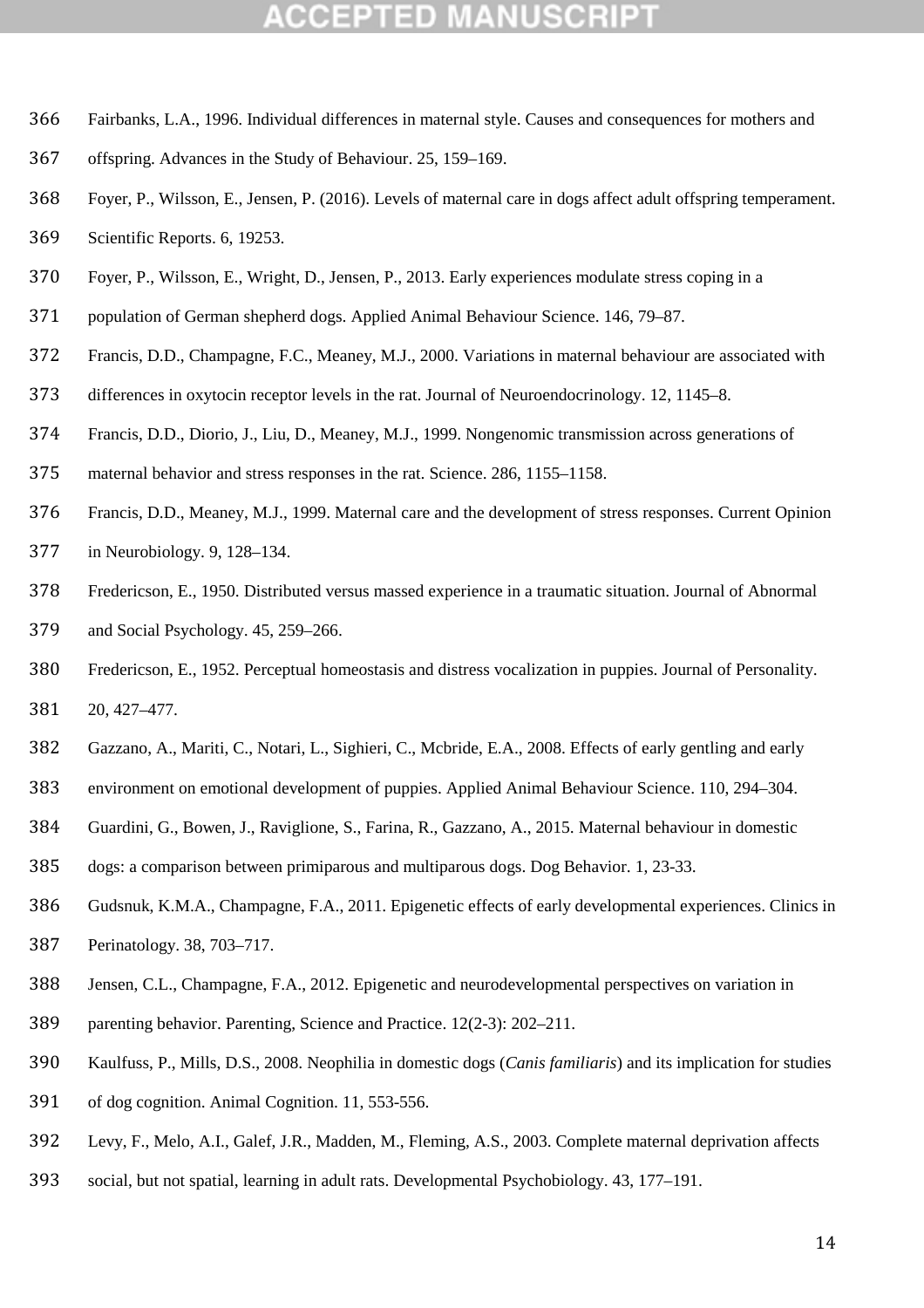Fairbanks, L.A., 1996. Individual differences in maternal style. Causes and consequences for mothers and offspring. Advances in the Study of Behaviour. 25, 159–169.

Foyer, P., Wilsson, E., Jensen, P. (2016). Levels of maternal care in dogs affect adult offspring temperament. Scientific Reports. 6, 19253.

Foyer, P., Wilsson, E., Wright, D., Jensen, P., 2013. Early experiences modulate stress coping in a population of German shepherd dogs. Applied Animal Behaviour Science. 146, 79–87.

Francis, D.D., Champagne, F.C., Meaney, M.J., 2000. Variations in maternal behaviour are associated with differences in oxytocin receptor levels in the rat. Journal of Neuroendocrinology. 12, 1145–8.

Francis, D.D., Diorio, J., Liu, D., Meaney, M.J., 1999. Nongenomic transmission across generations of maternal behavior and stress responses in the rat. Science. 286, 1155–1158.

Francis, D.D., Meaney, M.J., 1999. Maternal care and the development of stress responses. Current Opinion in Neurobiology. 9, 128–134.

Fredericson, E., 1950. Distributed versus massed experience in a traumatic situation. Journal of Abnormal and Social Psychology. 45, 259–266.

Fredericson, E., 1952. Perceptual homeostasis and distress vocalization in puppies. Journal of Personality. 20, 427–477.

Gazzano, A., Mariti, C., Notari, L., Sighieri, C., Mcbride, E.A., 2008. Effects of early gentling and early environment on emotional development of puppies. Applied Animal Behaviour Science. 110, 294–304.

Guardini, G., Bowen, J., Raviglione, S., Farina, R., Gazzano, A., 2015. Maternal behaviour in domestic dogs: a comparison between primiparous and multiparous dogs. Dog Behavior. 1, 23-33.

Gudsnuk, K.M.A., Champagne, F.A., 2011. Epigenetic effects of early developmental experiences. Clinics in Perinatology. 38, 703–717.

Jensen, C.L., Champagne, F.A., 2012. Epigenetic and neurodevelopmental perspectives on variation in parenting behavior. Parenting, Science and Practice. 12(2-3): 202–211.

Kaulfuss, P., Mills, D.S., 2008. Neophilia in domestic dogs (*Canis familiaris*) and its implication for studies of dog cognition. Animal Cognition. 11, 553-556.

Levy, F., Melo, A.I., Galef, J.R., Madden, M., Fleming, A.S., 2003. Complete maternal deprivation affects social, but not spatial, learning in adult rats. Developmental Psychobiology. 43, 177–191.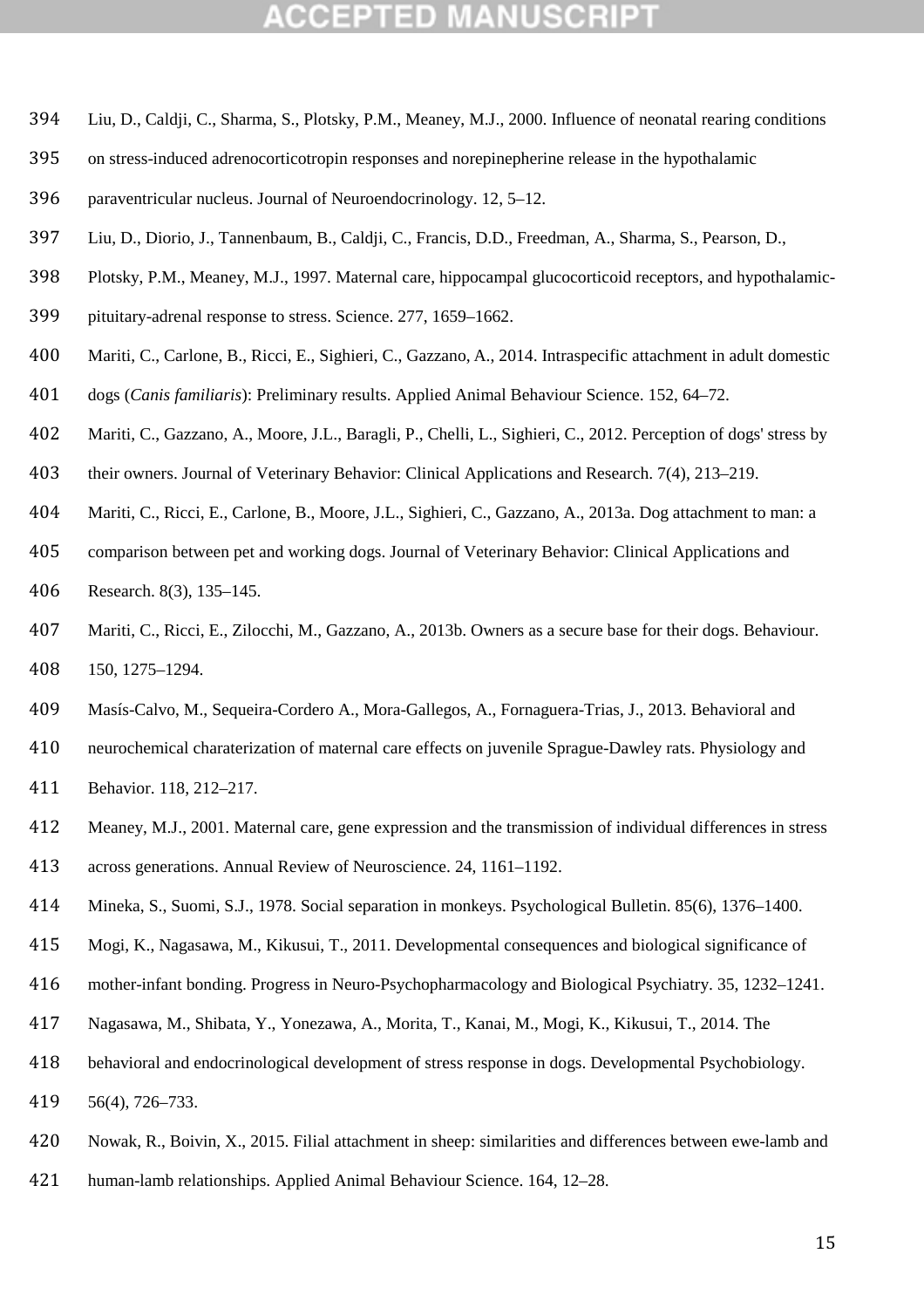Liu, D., Caldji, C., Sharma, S., Plotsky, P.M., Meaney, M.J., 2000. Influence of neonatal rearing conditions on stress-induced adrenocorticotropin responses and norepinepherine release in the hypothalamic paraventricular nucleus. Journal of Neuroendocrinology. 12, 5–12.

Liu, D., Diorio, J., Tannenbaum, B., Caldji, C., Francis, D.D., Freedman, A., Sharma, S., Pearson, D., Plotsky, P.M., Meaney, M.J., 1997. Maternal care, hippocampal glucocorticoid receptors, and hypothalamic-pituitary-adrenal response to stress. Science. 277, 1659–1662.

Mariti, C., Carlone, B., Ricci, E., Sighieri, C., Gazzano, A., 2014. Intraspecific attachment in adult domestic dogs (*Canis familiaris*): Preliminary results. Applied Animal Behaviour Science. 152, 64–72.

Mariti, C., Gazzano, A., Moore, J.L., Baragli, P., Chelli, L., Sighieri, C., 2012. Perception of dogs' stress by their owners. Journal of Veterinary Behavior: Clinical Applications and Research. 7(4), 213–219.

Mariti, C., Ricci, E., Carlone, B., Moore, J.L., Sighieri, C., Gazzano, A., 2013a. Dog attachment to man: a comparison between pet and working dogs. Journal of Veterinary Behavior: Clinical Applications and Research. 8(3), 135–145.

Mariti, C., Ricci, E., Zilocchi, M., Gazzano, A., 2013b. Owners as a secure base for their dogs. Behaviour. 150, 1275–1294.

Masís-Calvo, M., Sequeira-Cordero A., Mora-Gallegos, A., Fornaguera-Trias, J., 2013. Behavioral and neurochemical charaterization of maternal care effects on juvenile Sprague-Dawley rats. Physiology and Behavior. 118, 212–217.

Meaney, M.J., 2001. Maternal care, gene expression and the transmission of individual differences in stress across generations. Annual Review of Neuroscience. 24, 1161–1192.

Mineka, S., Suomi, S.J., 1978. Social separation in monkeys. Psychological Bulletin. 85(6), 1376–1400.

Mogi, K., Nagasawa, M., Kikusui, T., 2011. Developmental consequences and biological significance of mother-infant bonding. Progress in Neuro-Psychopharmacology and Biological Psychiatry. 35, 1232–1241.

Nagasawa, M., Shibata, Y., Yonezawa, A., Morita, T., Kanai, M., Mogi, K., Kikusui, T., 2014. The behavioral and endocrinological development of stress response in dogs. Developmental Psychobiology. 56(4), 726–733.

Nowak, R., Boivin, X., 2015. Filial attachment in sheep: similarities and differences between ewe-lamb and human-lamb relationships. Applied Animal Behaviour Science. 164, 12–28.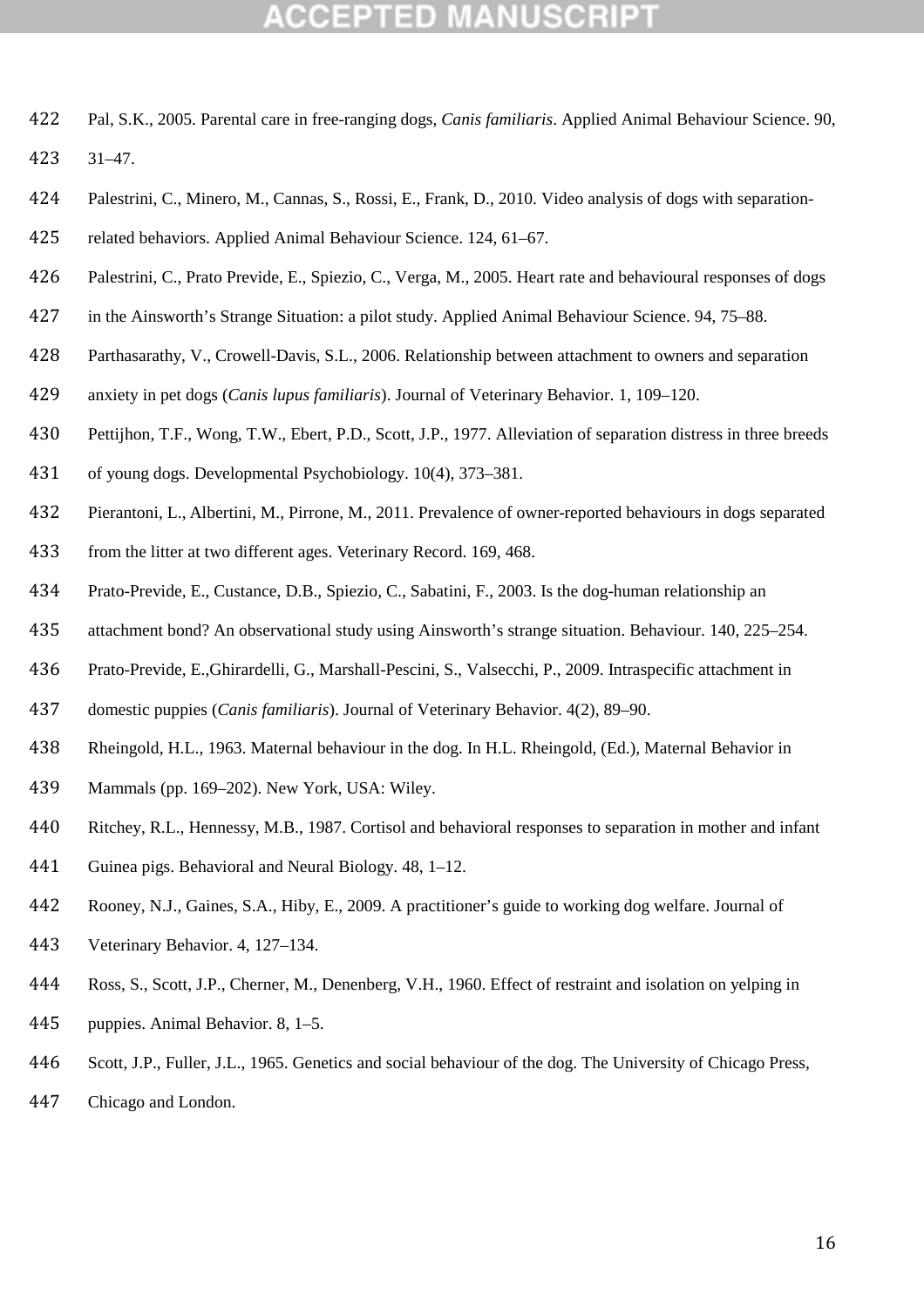Pal, S.K., 2005. Parental care in free-ranging dogs, *Canis familiaris*. Applied Animal Behaviour Science. 90, 31–47.

Palestrini, C., Minero, M., Cannas, S., Rossi, E., Frank, D., 2010. Video analysis of dogs with separation-related behaviors. Applied Animal Behaviour Science. 124, 61–67.

Palestrini, C., Prato Previde, E., Spiezio, C., Verga, M., 2005. Heart rate and behavioural responses of dogs in the Ainsworth's Strange Situation: a pilot study. Applied Animal Behaviour Science. 94, 75–88.

Parthasarathy, V., Crowell-Davis, S.L., 2006. Relationship between attachment to owners and separation anxiety in pet dogs (*Canis lupus familiaris*). Journal of Veterinary Behavior. 1, 109–120.

Pettijhon, T.F., Wong, T.W., Ebert, P.D., Scott, J.P., 1977. Alleviation of separation distress in three breeds of young dogs. Developmental Psychobiology. 10(4), 373–381.

Pierantoni, L., Albertini, M., Pirrone, M., 2011. Prevalence of owner-reported behaviours in dogs separated from the litter at two different ages. Veterinary Record. 169, 468.

Prato-Previde, E., Custance, D.B., Spiezio, C., Sabatini, F., 2003. Is the dog-human relationship an attachment bond? An observational study using Ainsworth's strange situation. Behaviour. 140, 225–254.

Prato-Previde, E.,Ghirardelli, G., Marshall-Pescini, S., Valsecchi, P., 2009. Intraspecific attachment in domestic puppies (*Canis familiaris*). Journal of Veterinary Behavior. 4(2), 89–90.

Rheingold, H.L., 1963. Maternal behaviour in the dog. In H.L. Rheingold, (Ed.), Maternal Behavior in Mammals (pp. 169–202). New York, USA: Wiley.

Ritchey, R.L., Hennessy, M.B., 1987. Cortisol and behavioral responses to separation in mother and infant Guinea pigs. Behavioral and Neural Biology. 48, 1–12.

Rooney, N.J., Gaines, S.A., Hiby, E., 2009. A practitioner's guide to working dog welfare. Journal of Veterinary Behavior. 4, 127–134.

Ross, S., Scott, J.P., Cherner, M., Denenberg, V.H., 1960. Effect of restraint and isolation on yelping in puppies. Animal Behavior. 8, 1–5.

Scott, J.P., Fuller, J.L., 1965. Genetics and social behaviour of the dog. The University of Chicago Press, Chicago and London.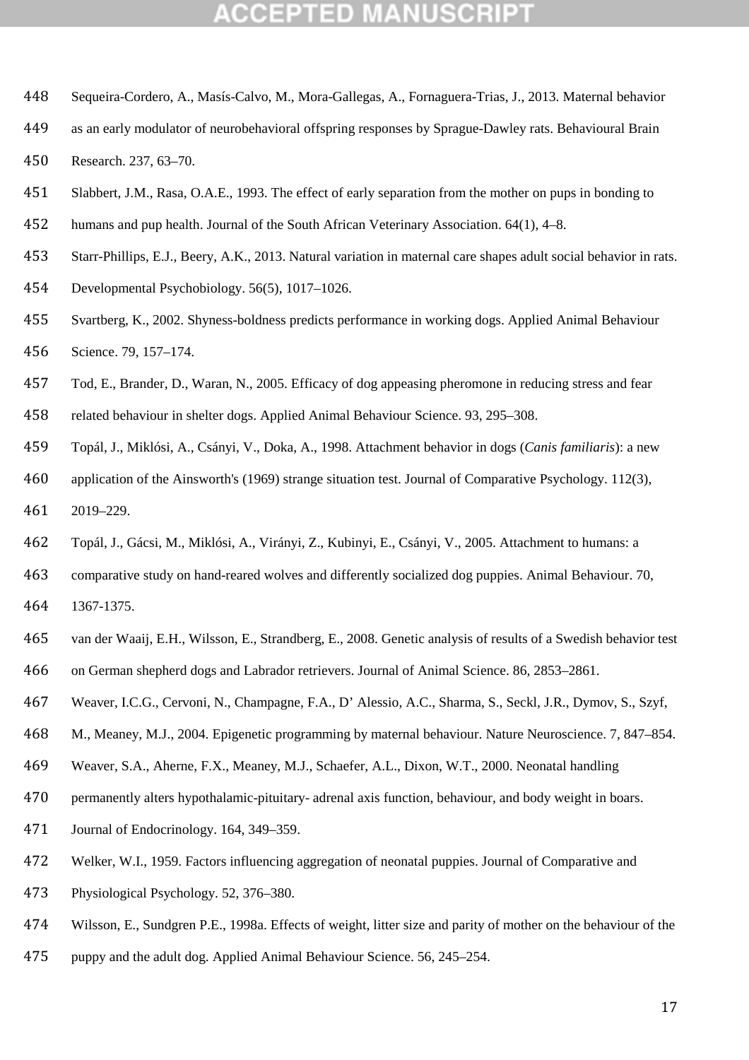Sequeira-Cordero, A., Masís-Calvo, M., Mora-Gallegas, A., Fornaguera-Trias, J., 2013. Maternal behavior as an early modulator of neurobehavioral offspring responses by Sprague-Dawley rats. Behavioural Brain Research. 237, 63–70.

Slabbert, J.M., Rasa, O.A.E., 1993. The effect of early separation from the mother on pups in bonding to humans and pup health. Journal of the South African Veterinary Association. 64(1), 4–8.

Starr-Phillips, E.J., Beery, A.K., 2013. Natural variation in maternal care shapes adult social behavior in rats. Developmental Psychobiology. 56(5), 1017–1026.

Svartberg, K., 2002. Shyness-boldness predicts performance in working dogs. Applied Animal Behaviour Science. 79, 157–174.

Tod, E., Brander, D., Waran, N., 2005. Efficacy of dog appeasing pheromone in reducing stress and fear related behaviour in shelter dogs. Applied Animal Behaviour Science. 93, 295–308.

Topál, J., Miklósi, A., Csányi, V., Doka, A., 1998. Attachment behavior in dogs (*Canis familiaris*): a new application of the Ainsworth's (1969) strange situation test. Journal of Comparative Psychology. 112(3), 2019–229.

Topál, J., Gácsi, M., Miklósi, A., Virányi, Z., Kubinyi, E., Csányi, V., 2005. Attachment to humans: a comparative study on hand-reared wolves and differently socialized dog puppies. Animal Behaviour. 70, 1367-1375.

van der Waaij, E.H., Wilsson, E., Strandberg, E., 2008. Genetic analysis of results of a Swedish behavior test on German shepherd dogs and Labrador retrievers. Journal of Animal Science. 86, 2853–2861.

Weaver, I.C.G., Cervoni, N., Champagne, F.A., D' Alessio, A.C., Sharma, S., Seckl, J.R., Dymov, S., Szyf, M., Meaney, M.J., 2004. Epigenetic programming by maternal behaviour. Nature Neuroscience. 7, 847–854.

Weaver, S.A., Aherne, F.X., Meaney, M.J., Schaefer, A.L., Dixon, W.T., 2000. Neonatal handling permanently alters hypothalamic-pituitary- adrenal axis function, behaviour, and body weight in boars. Journal of Endocrinology. 164, 349–359.

Welker, W.I., 1959. Factors influencing aggregation of neonatal puppies. Journal of Comparative and Physiological Psychology. 52, 376–380.

Wilsson, E., Sundgren P.E., 1998a. Effects of weight, litter size and parity of mother on the behaviour of the puppy and the adult dog. Applied Animal Behaviour Science. 56, 245–254.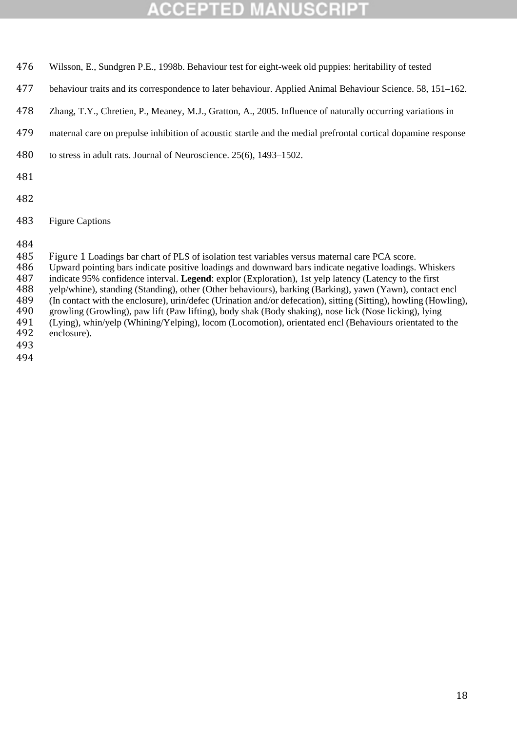Wilsson, E., Sundgren P.E., 1998b. Behaviour test for eight-week old puppies: heritability of tested behaviour traits and its correspondence to later behaviour. Applied Animal Behaviour Science. 58, 151–162.

Zhang, T.Y., Chretien, P., Meaney, M.J., Gratton, A., 2005. Influence of naturally occurring variations in maternal care on prepulse inhibition of acoustic startle and the medial prefrontal cortical dopamine response to stress in adult rats. Journal of Neuroscience. 25(6), 1493–1502.

## Figure Captions

Figure 1 Loadings bar chart of PLS of isolation test variables versus maternal care PCA score. Upward pointing bars indicate positive loadings and downward bars indicate negative loadings. Whiskers indicate 95% confidence interval. **Legend**: explor (Exploration), 1st yelp latency (Latency to the first yelp/whine), standing (Standing), other (Other behaviours), barking (Barking), yawn (Yawn), contact encl (In contact with the enclosure), urin/defec (Urination and/or defecation), sitting (Sitting), howling (Howling), growling (Growling), paw lift (Paw lifting), body shak (Body shaking), nose lick (Nose licking), lying (Lying), whin/yelp (Whining/Yelping), locom (Locomotion), orientated encl (Behaviours orientated to the enclosure).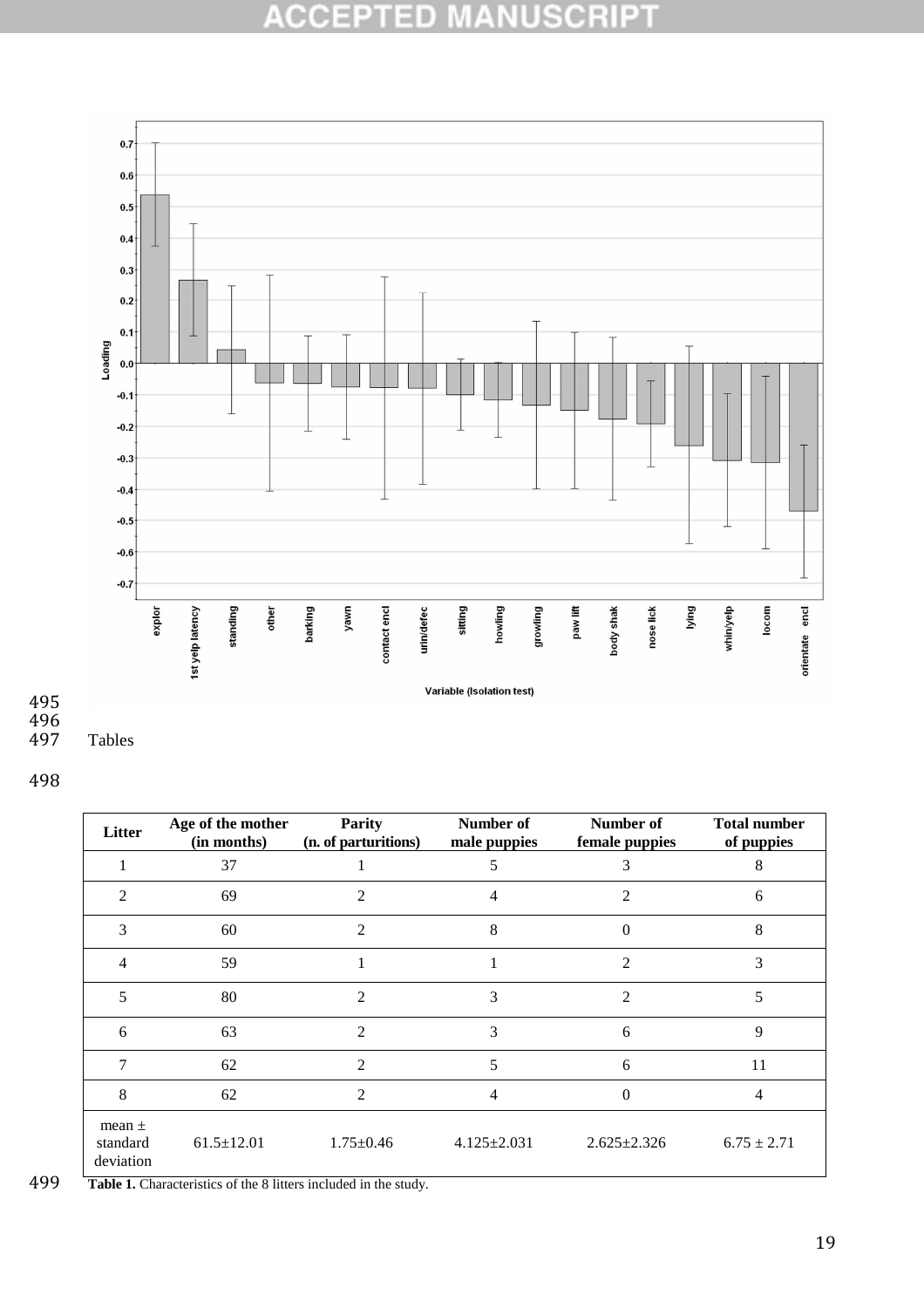Tables

| Litter | Age of the mother (in months) | Parity (n. of parturitions) | Number of male puppies | Number of female puppies | Total number of puppies |
|---|---|---|---|---|---|
| 1 | 37 | 1 | 5 | 3 | 8 |
| 2 | 69 | 2 | 4 | 2 | 6 |
| 3 | 60 | 2 | 8 | 0 | 8 |
| 4 | 59 | 1 | 1 | 2 | 3 |
| 5 | 80 | 2 | 3 | 2 | 5 |
| 6 | 63 | 2 | 3 | 6 | 9 |
| 7 | 62 | 2 | 5 | 6 | 11 |
| 8 | 62 | 2 | 4 | 0 | 4 |
| mean ± standard deviation | 61.5±12.01 | 1.75±0.46 | 4.125±2.031 | 2.625±2.326 | 6.75 ± 2.71 |

**Table 1.** Characteristics of the 8 litters included in the study.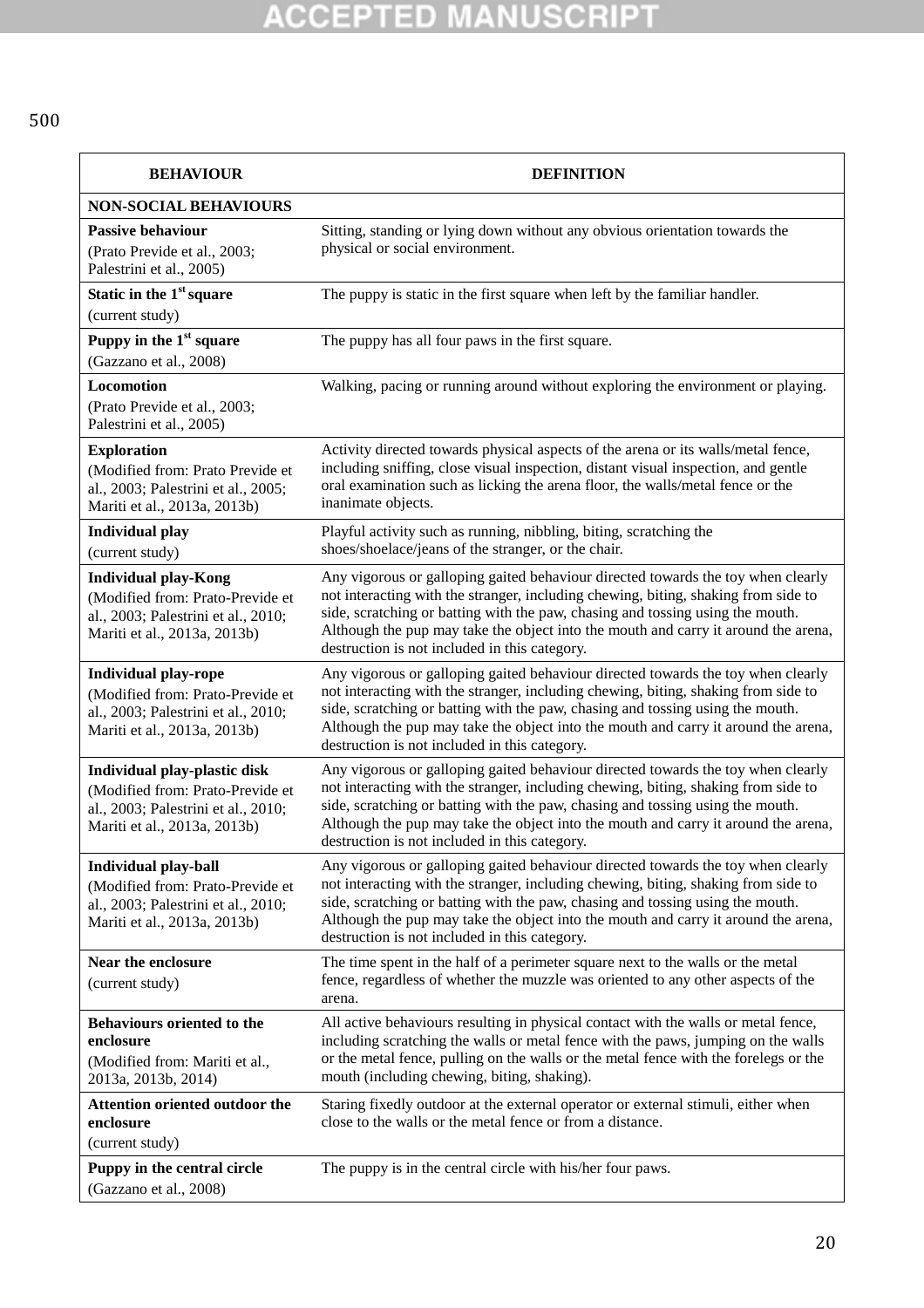500

| BEHAVIOUR | DEFINITION |
|---|---|
| **NON-SOCIAL BEHAVIOURS** | |
| **Passive behaviour** (Prato Previde et al., 2003; Palestrini et al., 2005) | Sitting, standing or lying down without any obvious orientation towards the physical or social environment. |
| **Static in the 1st square** (current study) | The puppy is static in the first square when left by the familiar handler. |
| **Puppy in the 1st square** (Gazzano et al., 2008) | The puppy has all four paws in the first square. |
| **Locomotion** (Prato Previde et al., 2003; Palestrini et al., 2005) | Walking, pacing or running around without exploring the environment or playing. |
| **Exploration** (Modified from: Prato Previde et al., 2003; Palestrini et al., 2005; Mariti et al., 2013a, 2013b) | Activity directed towards physical aspects of the arena or its walls/metal fence, including sniffing, close visual inspection, distant visual inspection, and gentle oral examination such as licking the arena floor, the walls/metal fence or the inanimate objects. |
| **Individual play** (current study) | Playful activity such as running, nibbling, biting, scratching the shoes/shoelace/jeans of the stranger, or the chair. |
| **Individual play-Kong** (Modified from: Prato-Previde et al., 2003; Palestrini et al., 2010; Mariti et al., 2013a, 2013b) | Any vigorous or galloping gaited behaviour directed towards the toy when clearly not interacting with the stranger, including chewing, biting, shaking from side to side, scratching or batting with the paw, chasing and tossing using the mouth. Although the pup may take the object into the mouth and carry it around the arena, destruction is not included in this category. |
| **Individual play-rope** (Modified from: Prato-Previde et al., 2003; Palestrini et al., 2010; Mariti et al., 2013a, 2013b) | Any vigorous or galloping gaited behaviour directed towards the toy when clearly not interacting with the stranger, including chewing, biting, shaking from side to side, scratching or batting with the paw, chasing and tossing using the mouth. Although the pup may take the object into the mouth and carry it around the arena, destruction is not included in this category. |
| **Individual play-plastic disk** (Modified from: Prato-Previde et al., 2003; Palestrini et al., 2010; Mariti et al., 2013a, 2013b) | Any vigorous or galloping gaited behaviour directed towards the toy when clearly not interacting with the stranger, including chewing, biting, shaking from side to side, scratching or batting with the paw, chasing and tossing using the mouth. Although the pup may take the object into the mouth and carry it around the arena, destruction is not included in this category. |
| **Individual play-ball** (Modified from: Prato-Previde et al., 2003; Palestrini et al., 2010; Mariti et al., 2013a, 2013b) | Any vigorous or galloping gaited behaviour directed towards the toy when clearly not interacting with the stranger, including chewing, biting, shaking from side to side, scratching or batting with the paw, chasing and tossing using the mouth. Although the pup may take the object into the mouth and carry it around the arena, destruction is not included in this category. |
| **Near the enclosure** (current study) | The time spent in the half of a perimeter square next to the walls or the metal fence, regardless of whether the muzzle was oriented to any other aspects of the arena. |
| **Behaviours oriented to the enclosure** (Modified from: Mariti et al., 2013a, 2013b, 2014) | All active behaviours resulting in physical contact with the walls or metal fence, including scratching the walls or metal fence with the paws, jumping on the walls or the metal fence, pulling on the walls or the metal fence with the forelegs or the mouth (including chewing, biting, shaking). |
| **Attention oriented outdoor the enclosure** (current study) | Staring fixedly outdoor at the external operator or external stimuli, either when close to the walls or the metal fence or from a distance. |
| **Puppy in the central circle** (Gazzano et al., 2008) | The puppy is in the central circle with his/her four paws. |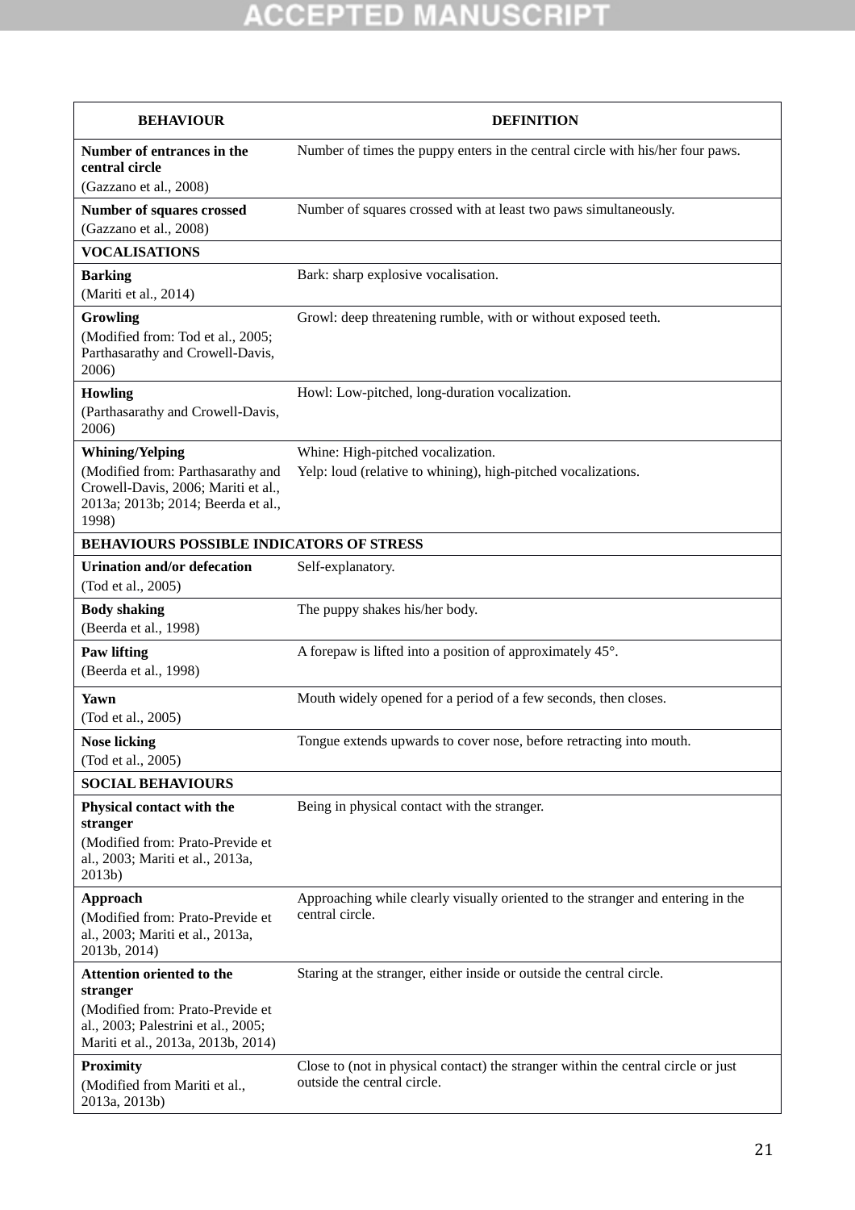| BEHAVIOUR | DEFINITION |
|---|---|
| **Number of entrances in the central circle** (Gazzano et al., 2008) | Number of times the puppy enters in the central circle with his/her four paws. |
| **Number of squares crossed** (Gazzano et al., 2008) | Number of squares crossed with at least two paws simultaneously. |
| **VOCALISATIONS** | |
| **Barking** (Mariti et al., 2014) | Bark: sharp explosive vocalisation. |
| **Growling** (Modified from: Tod et al., 2005; Parthasarathy and Crowell-Davis, 2006) | Growl: deep threatening rumble, with or without exposed teeth. |
| **Howling** (Parthasarathy and Crowell-Davis, 2006) | Howl: Low-pitched, long-duration vocalization. |
| **Whining/Yelping** (Modified from: Parthasarathy and Crowell-Davis, 2006; Mariti et al., 2013a; 2013b; 2014; Beerda et al., 1998) | Whine: High-pitched vocalization. Yelp: loud (relative to whining), high-pitched vocalizations. |
| **BEHAVIOURS POSSIBLE INDICATORS OF STRESS** | |
| **Urination and/or defecation** (Tod et al., 2005) | Self-explanatory. |
| **Body shaking** (Beerda et al., 1998) | The puppy shakes his/her body. |
| **Paw lifting** (Beerda et al., 1998) | A forepaw is lifted into a position of approximately 45°. |
| **Yawn** (Tod et al., 2005) | Mouth widely opened for a period of a few seconds, then closes. |
| **Nose licking** (Tod et al., 2005) | Tongue extends upwards to cover nose, before retracting into mouth. |
| **SOCIAL BEHAVIOURS** | |
| **Physical contact with the stranger** (Modified from: Prato-Previde et al., 2003; Mariti et al., 2013a, 2013b) | Being in physical contact with the stranger. |
| **Approach** (Modified from: Prato-Previde et al., 2003; Mariti et al., 2013a, 2013b, 2014) | Approaching while clearly visually oriented to the stranger and entering in the central circle. |
| **Attention oriented to the stranger** (Modified from: Prato-Previde et al., 2003; Palestrini et al., 2005; Mariti et al., 2013a, 2013b, 2014) | Staring at the stranger, either inside or outside the central circle. |
| **Proximity** (Modified from Mariti et al., 2013a, 2013b) | Close to (not in physical contact) the stranger within the central circle or just outside the central circle. |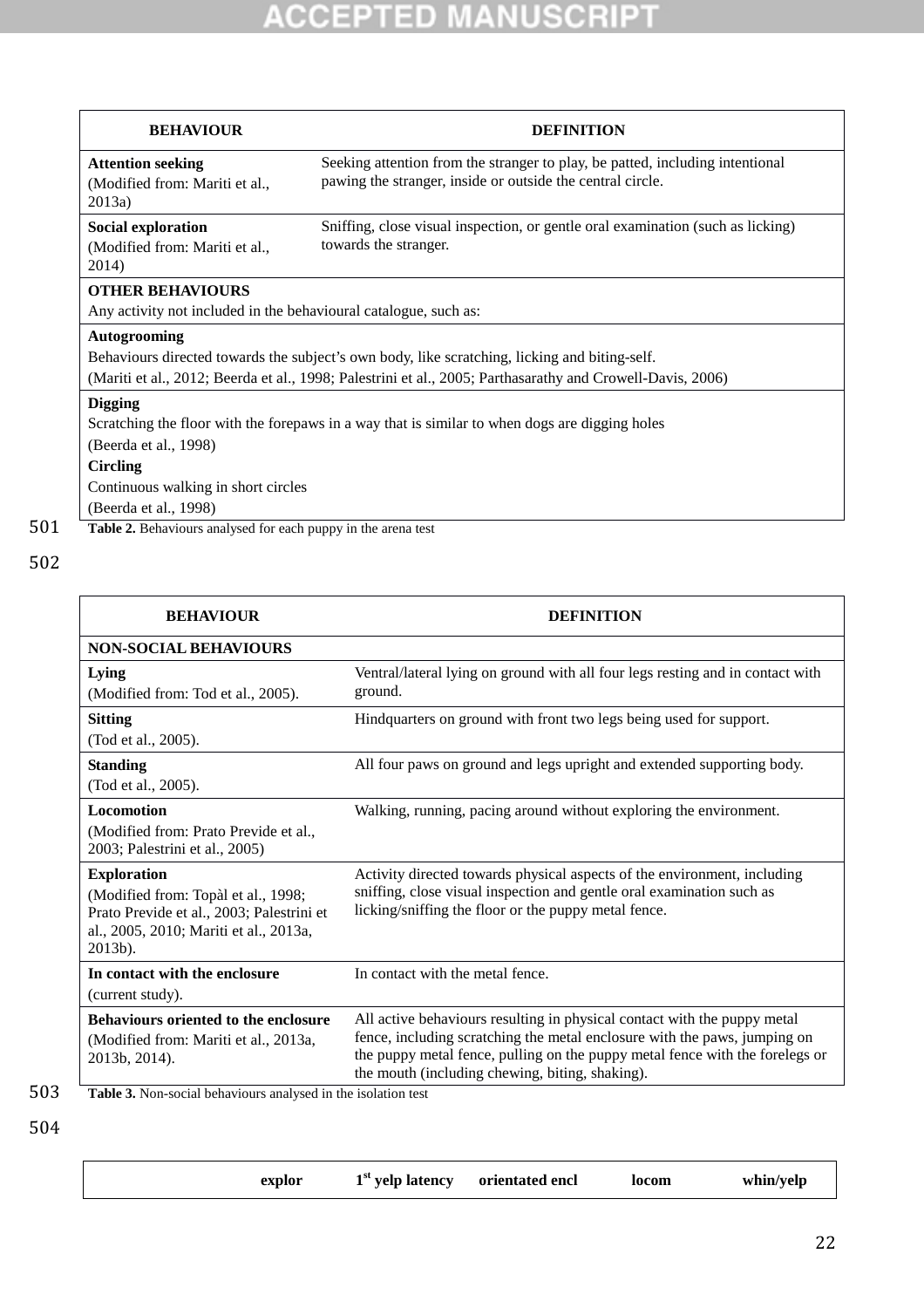| BEHAVIOUR | DEFINITION |
|---|---|
| **Attention seeking** (Modified from: Mariti et al., 2013a) | Seeking attention from the stranger to play, be patted, including intentional pawing the stranger, inside or outside the central circle. |
| **Social exploration** (Modified from: Mariti et al., 2014) | Sniffing, close visual inspection, or gentle oral examination (such as licking) towards the stranger. |
| **OTHER BEHAVIOURS** Any activity not included in the behavioural catalogue, such as: | |
| **Autogrooming** Behaviours directed towards the subject's own body, like scratching, licking and biting-self. (Mariti et al., 2012; Beerda et al., 1998; Palestrini et al., 2005; Parthasarathy and Crowell-Davis, 2006) | |
| **Digging** Scratching the floor with the forepaws in a way that is similar to when dogs are digging holes (Beerda et al., 1998) **Circling** Continuous walking in short circles (Beerda et al., 1998) | |

501 **Table 2.** Behaviours analysed for each puppy in the arena test

502

| BEHAVIOUR | DEFINITION |
|---|---|
| **NON-SOCIAL BEHAVIOURS** | |
| **Lying** (Modified from: Tod et al., 2005). | Ventral/lateral lying on ground with all four legs resting and in contact with ground. |
| **Sitting** (Tod et al., 2005). | Hindquarters on ground with front two legs being used for support. |
| **Standing** (Tod et al., 2005). | All four paws on ground and legs upright and extended supporting body. |
| **Locomotion** (Modified from: Prato Previde et al., 2003; Palestrini et al., 2005) | Walking, running, pacing around without exploring the environment. |
| **Exploration** (Modified from: Topàl et al., 1998; Prato Previde et al., 2003; Palestrini et al., 2005, 2010; Mariti et al., 2013a, 2013b). | Activity directed towards physical aspects of the environment, including sniffing, close visual inspection and gentle oral examination such as licking/sniffing the floor or the puppy metal fence. |
| **In contact with the enclosure** (current study). | In contact with the metal fence. |
| **Behaviours oriented to the enclosure** (Modified from: Mariti et al., 2013a, 2013b, 2014). | All active behaviours resulting in physical contact with the puppy metal fence, including scratching the metal enclosure with the paws, jumping on the puppy metal fence, pulling on the puppy metal fence with the forelegs or the mouth (including chewing, biting, shaking). |

503 **Table 3.** Non-social behaviours analysed in the isolation test

504

| | explor | 1st yelp latency | orientated encl | locom | whin/yelp |
|---|---|---|---|---|---|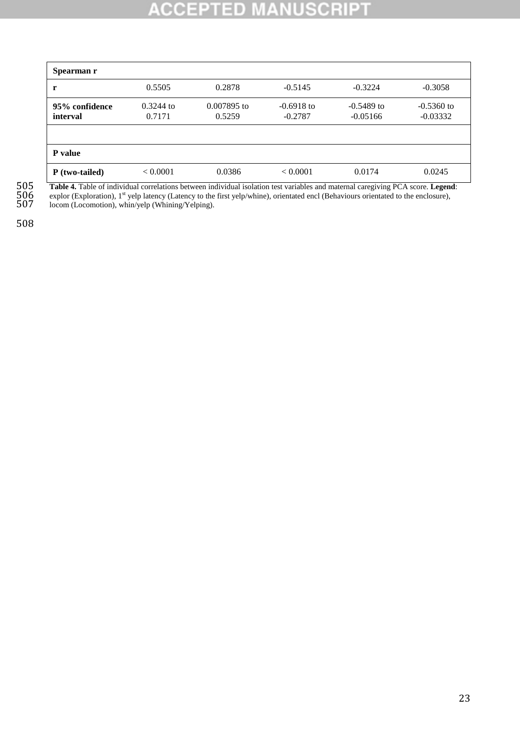| | | | | | |
|---|---|---|---|---|---|
| **Spearman r** | | | | | |
| **r** | 0.5505 | 0.2878 | -0.5145 | -0.3224 | -0.3058 |
| **95% confidence interval** | 0.3244 to 0.7171 | 0.007895 to 0.5259 | -0.6918 to -0.2787 | -0.5489 to -0.05166 | -0.5360 to -0.03332 |
| | | | | | |
| **P value** | | | | | |
| **P (two-tailed)** | < 0.0001 | 0.0386 | < 0.0001 | 0.0174 | 0.0245 |

**Table 4.** Table of individual correlations between individual isolation test variables and maternal caregiving PCA score. **Legend**: explor (Exploration), 1st yelp latency (Latency to the first yelp/whine), orientated encl (Behaviours orientated to the enclosure), locom (Locomotion), whin/yelp (Whining/Yelping).